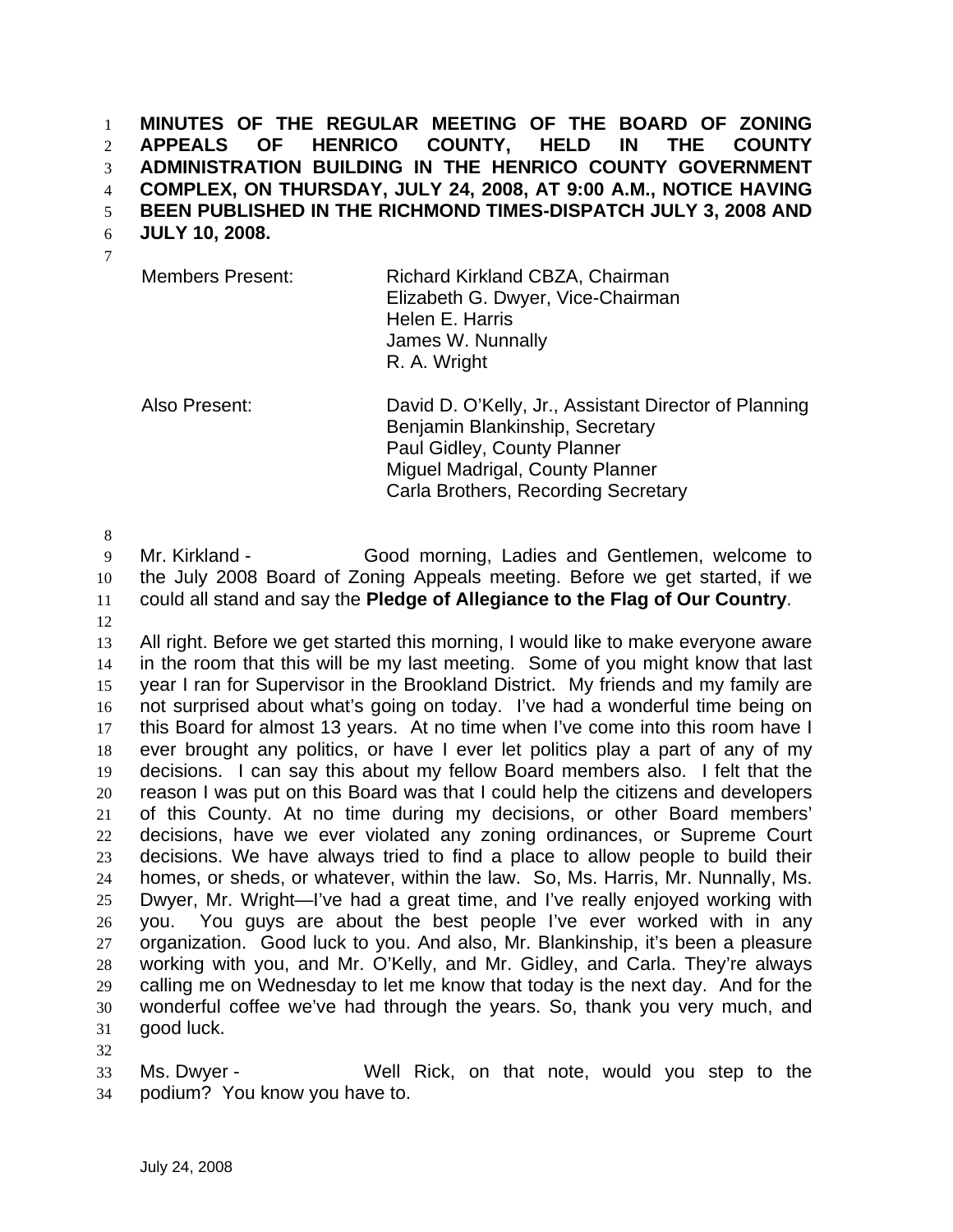**MINUTES OF THE REGULAR MEETING OF THE BOARD OF ZONING APPEALS OF HENRICO COUNTY, HELD IN THE COUNTY ADMINISTRATION BUILDING IN THE HENRICO COUNTY GOVERNMENT COMPLEX, ON THURSDAY, JULY 24, 2008, AT 9:00 A.M., NOTICE HAVING BEEN PUBLISHED IN THE RICHMOND TIMES-DISPATCH JULY 3, 2008 AND JULY 10, 2008.**

| | |
|---|---|
| Members Present: | Richard Kirkland CBZA, Chairman<br>Elizabeth G. Dwyer, Vice-Chairman<br>Helen E. Harris<br>James W. Nunnally<br>R. A. Wright |
| Also Present: | David D. O'Kelly, Jr., Assistant Director of Planning<br>Benjamin Blankinship, Secretary<br>Paul Gidley, County Planner<br>Miguel Madrigal, County Planner<br>Carla Brothers, Recording Secretary |

Mr. Kirkland - Good morning, Ladies and Gentlemen, welcome to the July 2008 Board of Zoning Appeals meeting. Before we get started, if we could all stand and say the **Pledge of Allegiance to the Flag of Our Country**.

All right. Before we get started this morning, I would like to make everyone aware in the room that this will be my last meeting. Some of you might know that last year I ran for Supervisor in the Brookland District. My friends and my family are not surprised about what's going on today. I've had a wonderful time being on this Board for almost 13 years. At no time when I've come into this room have I ever brought any politics, or have I ever let politics play a part of any of my decisions. I can say this about my fellow Board members also. I felt that the reason I was put on this Board was that I could help the citizens and developers of this County. At no time during my decisions, or other Board members' decisions, have we ever violated any zoning ordinances, or Supreme Court decisions. We have always tried to find a place to allow people to build their homes, or sheds, or whatever, within the law. So, Ms. Harris, Mr. Nunnally, Ms. Dwyer, Mr. Wright—I've had a great time, and I've really enjoyed working with you. You guys are about the best people I've ever worked with in any organization. Good luck to you. And also, Mr. Blankinship, it's been a pleasure working with you, and Mr. O'Kelly, and Mr. Gidley, and Carla. They're always calling me on Wednesday to let me know that today is the next day. And for the wonderful coffee we've had through the years. So, thank you very much, and good luck.

Ms. Dwyer - Well Rick, on that note, would you step to the podium? You know you have to.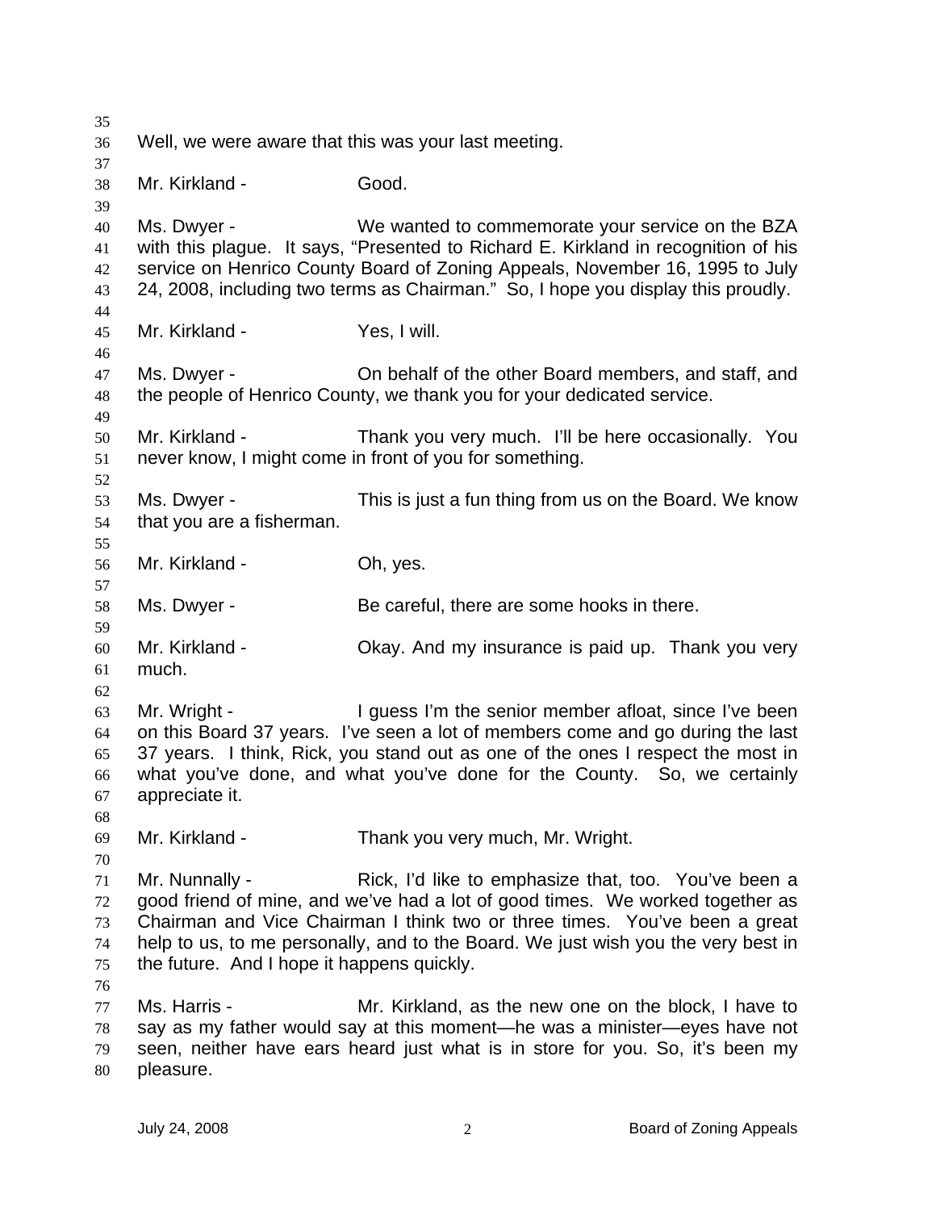Well, we were aware that this was your last meeting.

Mr. Kirkland - Good.

Ms. Dwyer - We wanted to commemorate your service on the BZA with this plague. It says, "Presented to Richard E. Kirkland in recognition of his service on Henrico County Board of Zoning Appeals, November 16, 1995 to July 24, 2008, including two terms as Chairman." So, I hope you display this proudly.

Mr. Kirkland - Yes, I will.

Ms. Dwyer - On behalf of the other Board members, and staff, and the people of Henrico County, we thank you for your dedicated service.

Mr. Kirkland - Thank you very much. I'll be here occasionally. You never know, I might come in front of you for something.

Ms. Dwyer - This is just a fun thing from us on the Board. We know that you are a fisherman.

Mr. Kirkland - Oh, yes.

Ms. Dwyer - Be careful, there are some hooks in there.

Mr. Kirkland - Okay. And my insurance is paid up. Thank you very much.

Mr. Wright - I guess I'm the senior member afloat, since I've been on this Board 37 years. I've seen a lot of members come and go during the last 37 years. I think, Rick, you stand out as one of the ones I respect the most in what you've done, and what you've done for the County. So, we certainly appreciate it.

Mr. Kirkland - Thank you very much, Mr. Wright.

Mr. Nunnally - Rick, I'd like to emphasize that, too. You've been a good friend of mine, and we've had a lot of good times. We worked together as Chairman and Vice Chairman I think two or three times. You've been a great help to us, to me personally, and to the Board. We just wish you the very best in the future. And I hope it happens quickly.

Ms. Harris - Mr. Kirkland, as the new one on the block, I have to say as my father would say at this moment—he was a minister—eyes have not seen, neither have ears heard just what is in store for you. So, it's been my pleasure.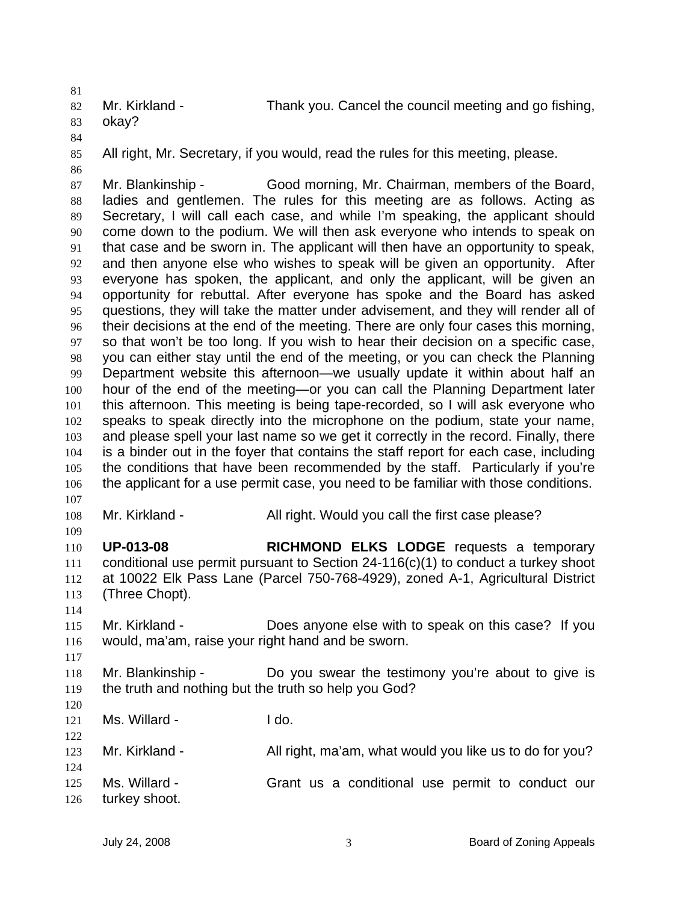Mr. Kirkland - Thank you. Cancel the council meeting and go fishing, okay?

All right, Mr. Secretary, if you would, read the rules for this meeting, please.

Mr. Blankinship - Good morning, Mr. Chairman, members of the Board, ladies and gentlemen. The rules for this meeting are as follows. Acting as Secretary, I will call each case, and while I'm speaking, the applicant should come down to the podium. We will then ask everyone who intends to speak on that case and be sworn in. The applicant will then have an opportunity to speak, and then anyone else who wishes to speak will be given an opportunity. After everyone has spoken, the applicant, and only the applicant, will be given an opportunity for rebuttal. After everyone has spoke and the Board has asked questions, they will take the matter under advisement, and they will render all of their decisions at the end of the meeting. There are only four cases this morning, so that won't be too long. If you wish to hear their decision on a specific case, you can either stay until the end of the meeting, or you can check the Planning Department website this afternoon—we usually update it within about half an hour of the end of the meeting—or you can call the Planning Department later this afternoon. This meeting is being tape-recorded, so I will ask everyone who speaks to speak directly into the microphone on the podium, state your name, and please spell your last name so we get it correctly in the record. Finally, there is a binder out in the foyer that contains the staff report for each case, including the conditions that have been recommended by the staff. Particularly if you're the applicant for a use permit case, you need to be familiar with those conditions.

Mr. Kirkland - All right. Would you call the first case please?

**UP-013-08** **RICHMOND ELKS LODGE** requests a temporary conditional use permit pursuant to Section 24-116(c)(1) to conduct a turkey shoot at 10022 Elk Pass Lane (Parcel 750-768-4929), zoned A-1, Agricultural District (Three Chopt).

Mr. Kirkland - Does anyone else with to speak on this case? If you would, ma'am, raise your right hand and be sworn.

Mr. Blankinship - Do you swear the testimony you're about to give is the truth and nothing but the truth so help you God?

Ms. Willard - I do.

Mr. Kirkland - All right, ma'am, what would you like us to do for you?

Ms. Willard - Grant us a conditional use permit to conduct our turkey shoot.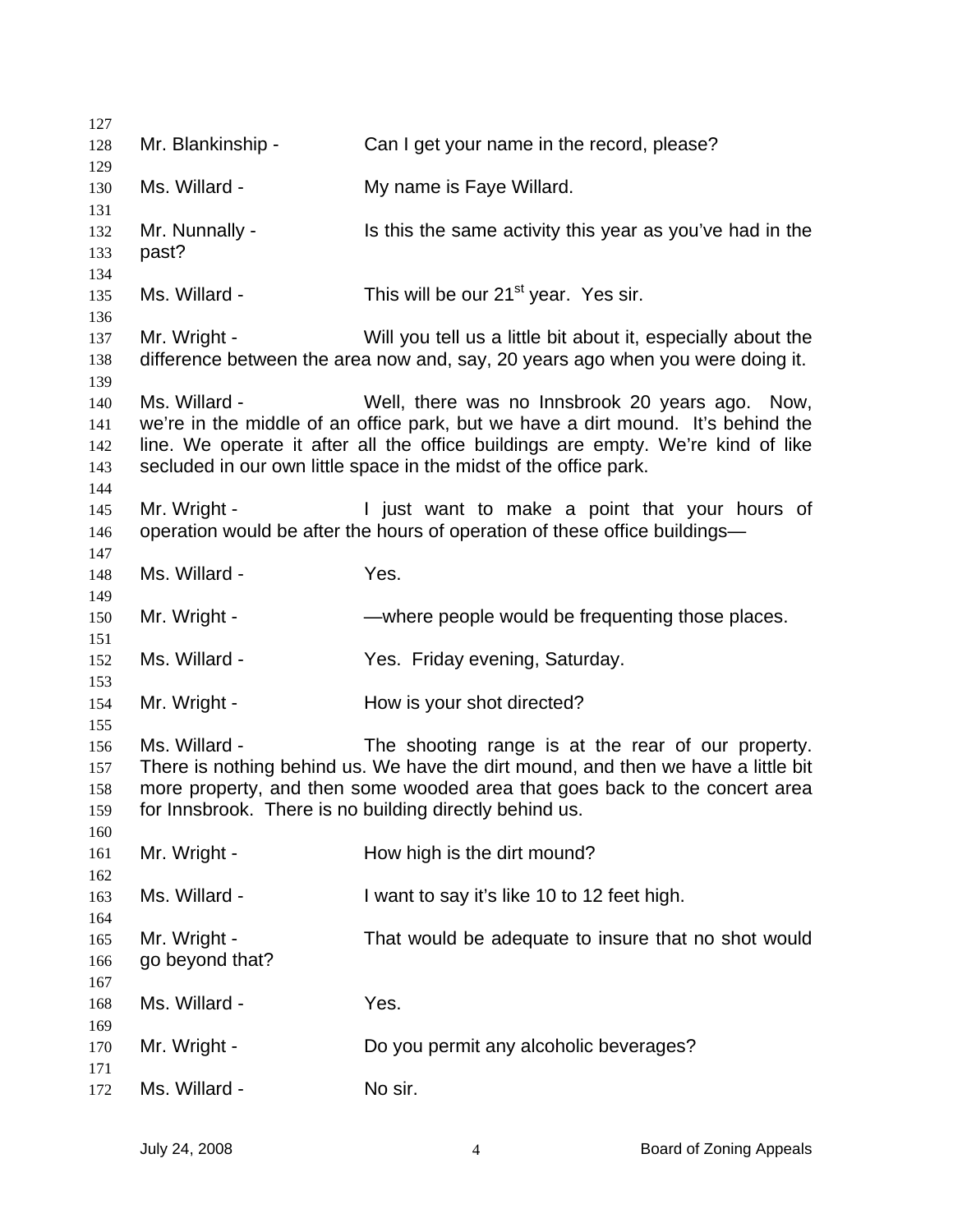Mr. Blankinship - Can I get your name in the record, please?

Ms. Willard - My name is Faye Willard.

Mr. Nunnally - Is this the same activity this year as you've had in the past?

Ms. Willard - This will be our 21st year. Yes sir.

Mr. Wright - Will you tell us a little bit about it, especially about the difference between the area now and, say, 20 years ago when you were doing it.

Ms. Willard - Well, there was no Innsbrook 20 years ago. Now, we're in the middle of an office park, but we have a dirt mound. It's behind the line. We operate it after all the office buildings are empty. We're kind of like secluded in our own little space in the midst of the office park.

Mr. Wright - I just want to make a point that your hours of operation would be after the hours of operation of these office buildings—

Ms. Willard - Yes.

Mr. Wright - —where people would be frequenting those places.

Ms. Willard - Yes. Friday evening, Saturday.

Mr. Wright - How is your shot directed?

Ms. Willard - The shooting range is at the rear of our property. There is nothing behind us. We have the dirt mound, and then we have a little bit more property, and then some wooded area that goes back to the concert area for Innsbrook. There is no building directly behind us.

Mr. Wright - How high is the dirt mound?

Ms. Willard - I want to say it's like 10 to 12 feet high.

Mr. Wright - That would be adequate to insure that no shot would go beyond that?

Ms. Willard - Yes.

Mr. Wright - Do you permit any alcoholic beverages?

Ms. Willard - No sir.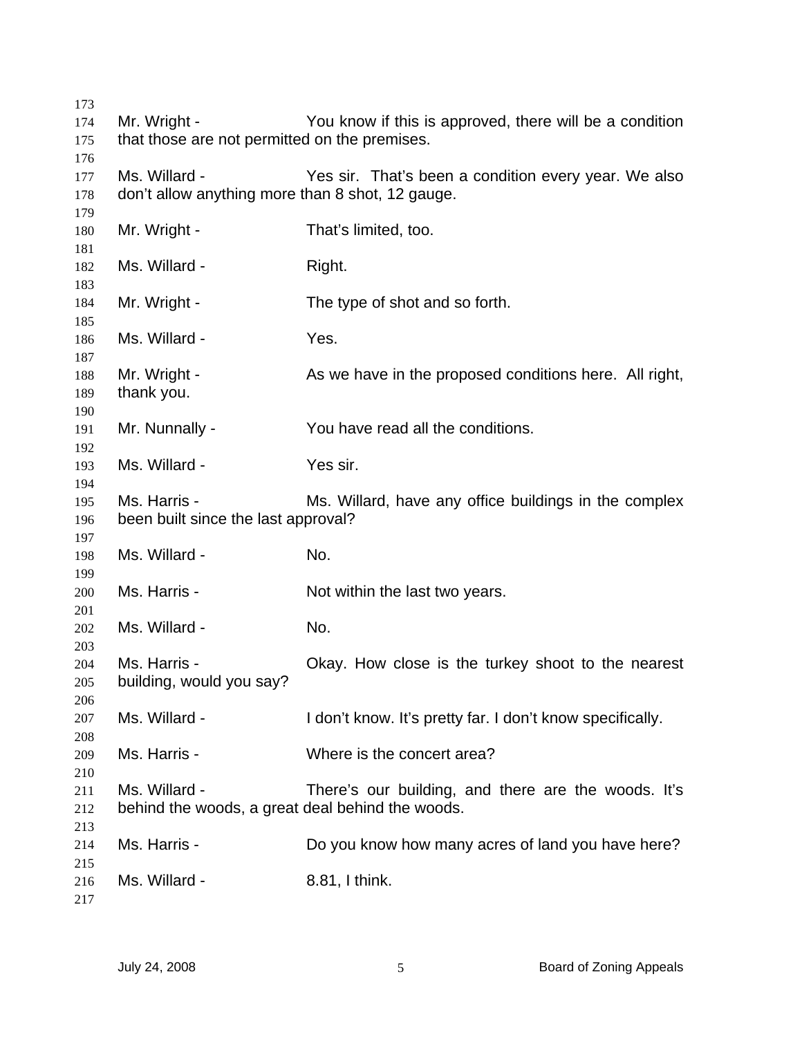Mr. Wright - You know if this is approved, there will be a condition that those are not permitted on the premises.

Ms. Willard - Yes sir. That's been a condition every year. We also don't allow anything more than 8 shot, 12 gauge.

Mr. Wright - That's limited, too.

Ms. Willard - Right.

Mr. Wright - The type of shot and so forth.

Ms. Willard - Yes.

Mr. Wright - As we have in the proposed conditions here. All right, thank you.

Mr. Nunnally - You have read all the conditions.

Ms. Willard - Yes sir.

Ms. Harris - Ms. Willard, have any office buildings in the complex been built since the last approval?

Ms. Willard - No.

Ms. Harris - Not within the last two years.

Ms. Willard - No.

Ms. Harris - Okay. How close is the turkey shoot to the nearest building, would you say?

Ms. Willard - I don't know. It's pretty far. I don't know specifically.

Ms. Harris - Where is the concert area?

Ms. Willard - There's our building, and there are the woods. It's behind the woods, a great deal behind the woods.

Ms. Harris - Do you know how many acres of land you have here?

Ms. Willard - 8.81, I think.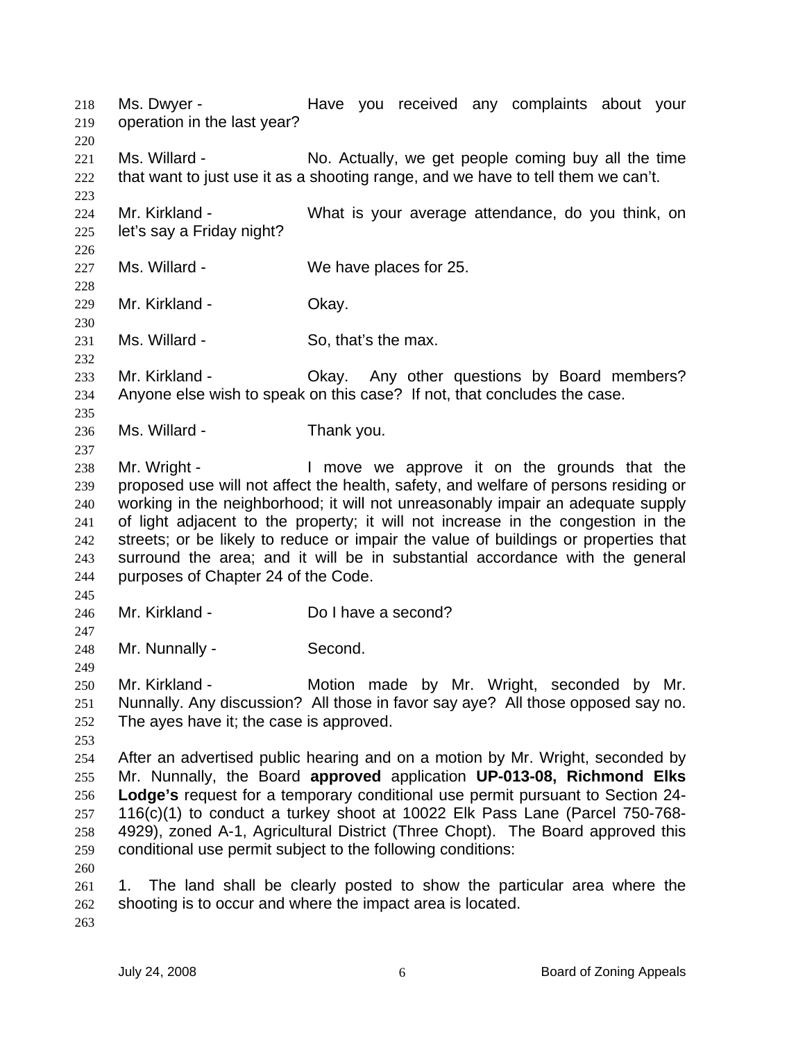Ms. Dwyer - Have you received any complaints about your operation in the last year?

Ms. Willard - No. Actually, we get people coming buy all the time that want to just use it as a shooting range, and we have to tell them we can't.

Mr. Kirkland - What is your average attendance, do you think, on let's say a Friday night?

Ms. Willard - We have places for 25.

Mr. Kirkland - Okay.

Ms. Willard - So, that's the max.

Mr. Kirkland - Okay. Any other questions by Board members? Anyone else wish to speak on this case? If not, that concludes the case.

Ms. Willard - Thank you.

Mr. Wright - I move we approve it on the grounds that the proposed use will not affect the health, safety, and welfare of persons residing or working in the neighborhood; it will not unreasonably impair an adequate supply of light adjacent to the property; it will not increase in the congestion in the streets; or be likely to reduce or impair the value of buildings or properties that surround the area; and it will be in substantial accordance with the general purposes of Chapter 24 of the Code.

Mr. Kirkland - Do I have a second?

Mr. Nunnally - Second.

Mr. Kirkland - Motion made by Mr. Wright, seconded by Mr. Nunnally. Any discussion? All those in favor say aye? All those opposed say no. The ayes have it; the case is approved.

After an advertised public hearing and on a motion by Mr. Wright, seconded by Mr. Nunnally, the Board **approved** application **UP-013-08, Richmond Elks Lodge's** request for a temporary conditional use permit pursuant to Section 24-116(c)(1) to conduct a turkey shoot at 10022 Elk Pass Lane (Parcel 750-768-4929), zoned A-1, Agricultural District (Three Chopt). The Board approved this conditional use permit subject to the following conditions:

1. The land shall be clearly posted to show the particular area where the shooting is to occur and where the impact area is located.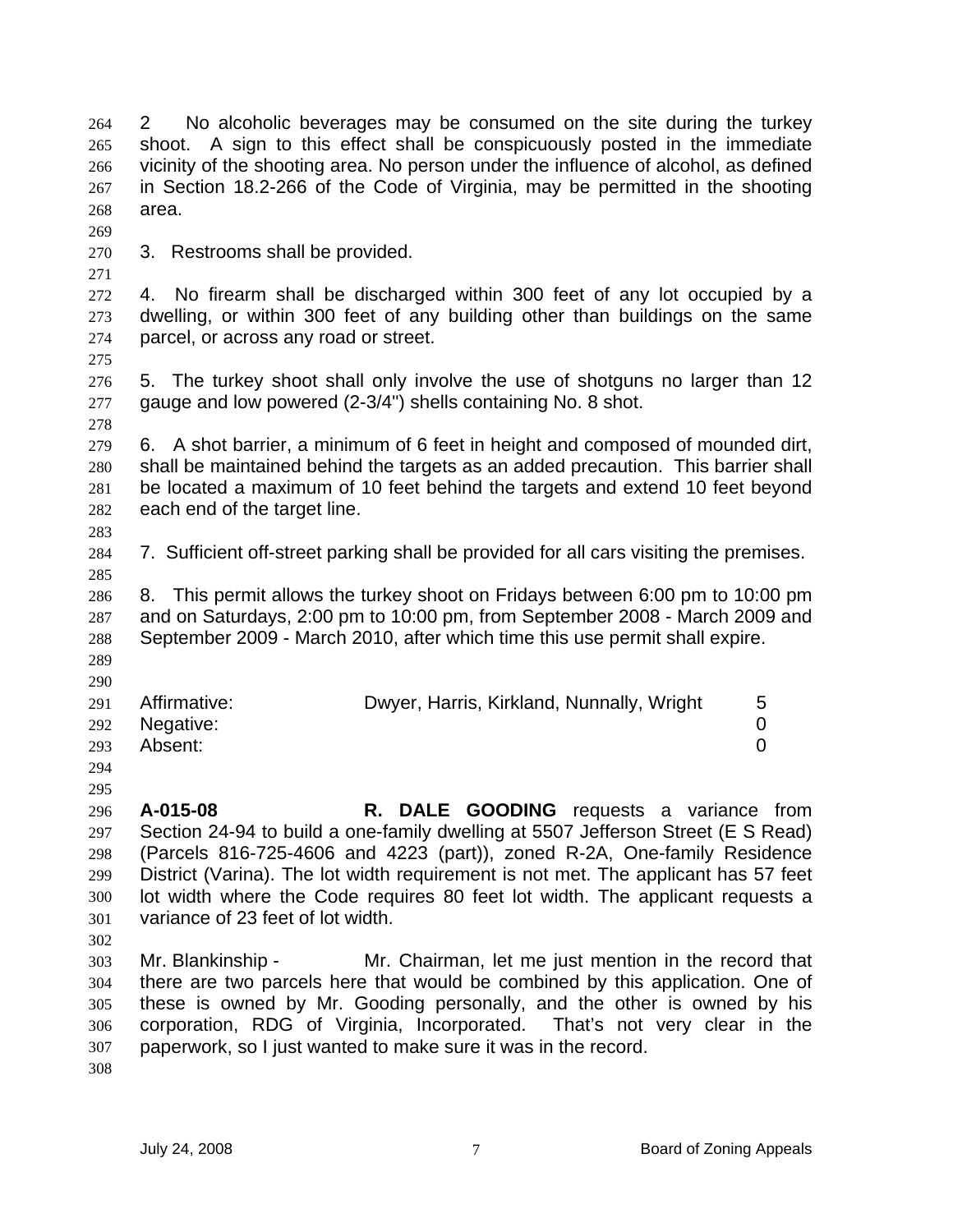2 No alcoholic beverages may be consumed on the site during the turkey shoot. A sign to this effect shall be conspicuously posted in the immediate vicinity of the shooting area. No person under the influence of alcohol, as defined in Section 18.2-266 of the Code of Virginia, may be permitted in the shooting area.

3. Restrooms shall be provided.

4. No firearm shall be discharged within 300 feet of any lot occupied by a dwelling, or within 300 feet of any building other than buildings on the same parcel, or across any road or street.

5. The turkey shoot shall only involve the use of shotguns no larger than 12 gauge and low powered (2-3/4") shells containing No. 8 shot.

6. A shot barrier, a minimum of 6 feet in height and composed of mounded dirt, shall be maintained behind the targets as an added precaution. This barrier shall be located a maximum of 10 feet behind the targets and extend 10 feet beyond each end of the target line.

7. Sufficient off-street parking shall be provided for all cars visiting the premises.

8. This permit allows the turkey shoot on Fridays between 6:00 pm to 10:00 pm and on Saturdays, 2:00 pm to 10:00 pm, from September 2008 - March 2009 and September 2009 - March 2010, after which time this use permit shall expire.

| | | |
|---|---|---|
| Affirmative: | Dwyer, Harris, Kirkland, Nunnally, Wright | 5 |
| Negative: | | 0 |
| Absent: | | 0 |

**A-015-08** **R. DALE GOODING** requests a variance from Section 24-94 to build a one-family dwelling at 5507 Jefferson Street (E S Read) (Parcels 816-725-4606 and 4223 (part)), zoned R-2A, One-family Residence District (Varina). The lot width requirement is not met. The applicant has 57 feet lot width where the Code requires 80 feet lot width. The applicant requests a variance of 23 feet of lot width.

Mr. Blankinship - Mr. Chairman, let me just mention in the record that there are two parcels here that would be combined by this application. One of these is owned by Mr. Gooding personally, and the other is owned by his corporation, RDG of Virginia, Incorporated. That's not very clear in the paperwork, so I just wanted to make sure it was in the record.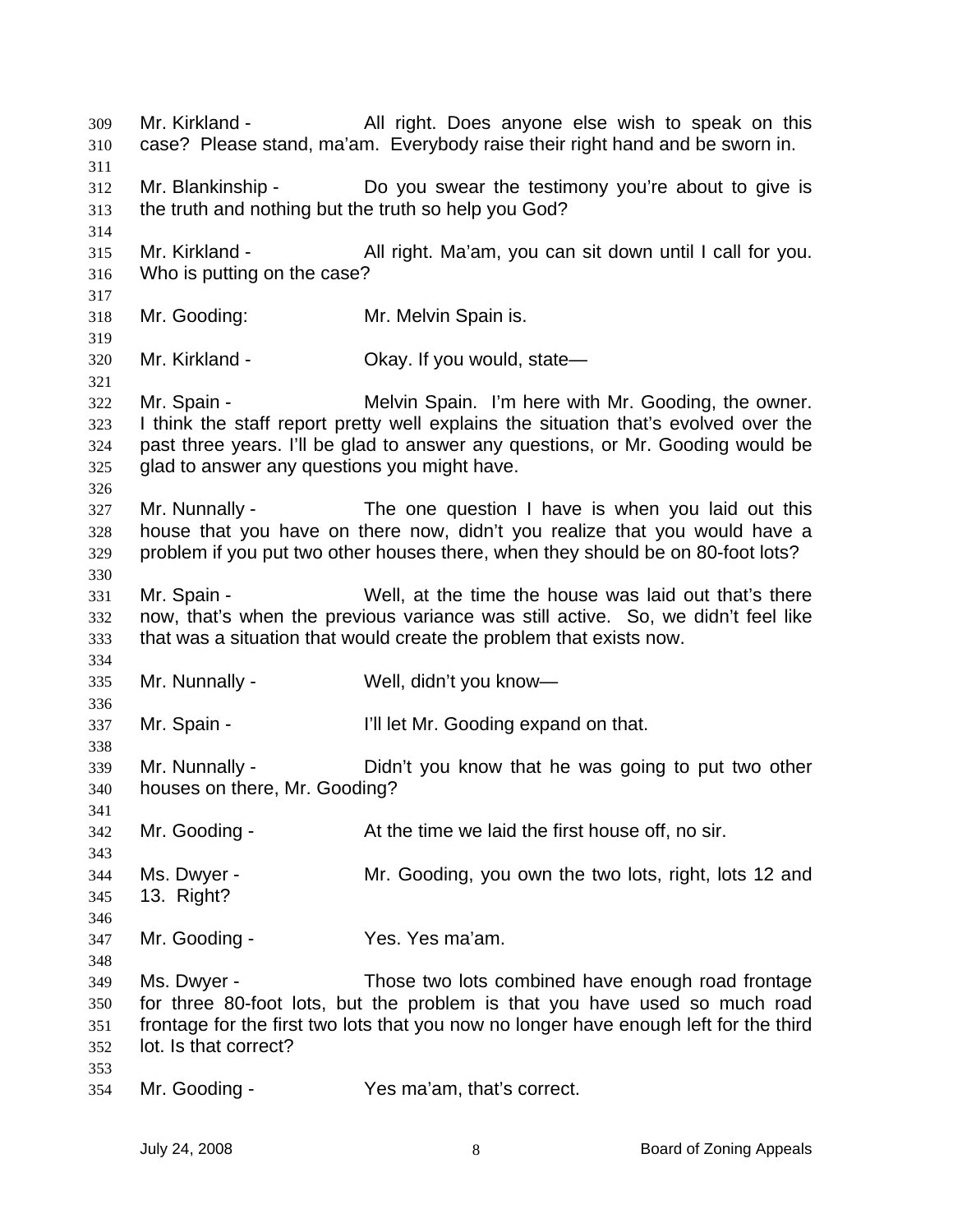Mr. Kirkland - All right. Does anyone else wish to speak on this case? Please stand, ma'am. Everybody raise their right hand and be sworn in.

Mr. Blankinship - Do you swear the testimony you're about to give is the truth and nothing but the truth so help you God?

Mr. Kirkland - All right. Ma'am, you can sit down until I call for you. Who is putting on the case?

Mr. Gooding: Mr. Melvin Spain is.

Mr. Kirkland - Okay. If you would, state—

Mr. Spain - Melvin Spain. I'm here with Mr. Gooding, the owner. I think the staff report pretty well explains the situation that's evolved over the past three years. I'll be glad to answer any questions, or Mr. Gooding would be glad to answer any questions you might have.

Mr. Nunnally - The one question I have is when you laid out this house that you have on there now, didn't you realize that you would have a problem if you put two other houses there, when they should be on 80-foot lots?

Mr. Spain - Well, at the time the house was laid out that's there now, that's when the previous variance was still active. So, we didn't feel like that was a situation that would create the problem that exists now.

Mr. Nunnally - Well, didn't you know—

Mr. Spain - I'll let Mr. Gooding expand on that.

Mr. Nunnally - Didn't you know that he was going to put two other houses on there, Mr. Gooding?

Mr. Gooding - At the time we laid the first house off, no sir.

Ms. Dwyer - Mr. Gooding, you own the two lots, right, lots 12 and 13. Right?

Mr. Gooding - Yes. Yes ma'am.

Ms. Dwyer - Those two lots combined have enough road frontage for three 80-foot lots, but the problem is that you have used so much road frontage for the first two lots that you now no longer have enough left for the third lot. Is that correct?

Mr. Gooding - Yes ma'am, that's correct.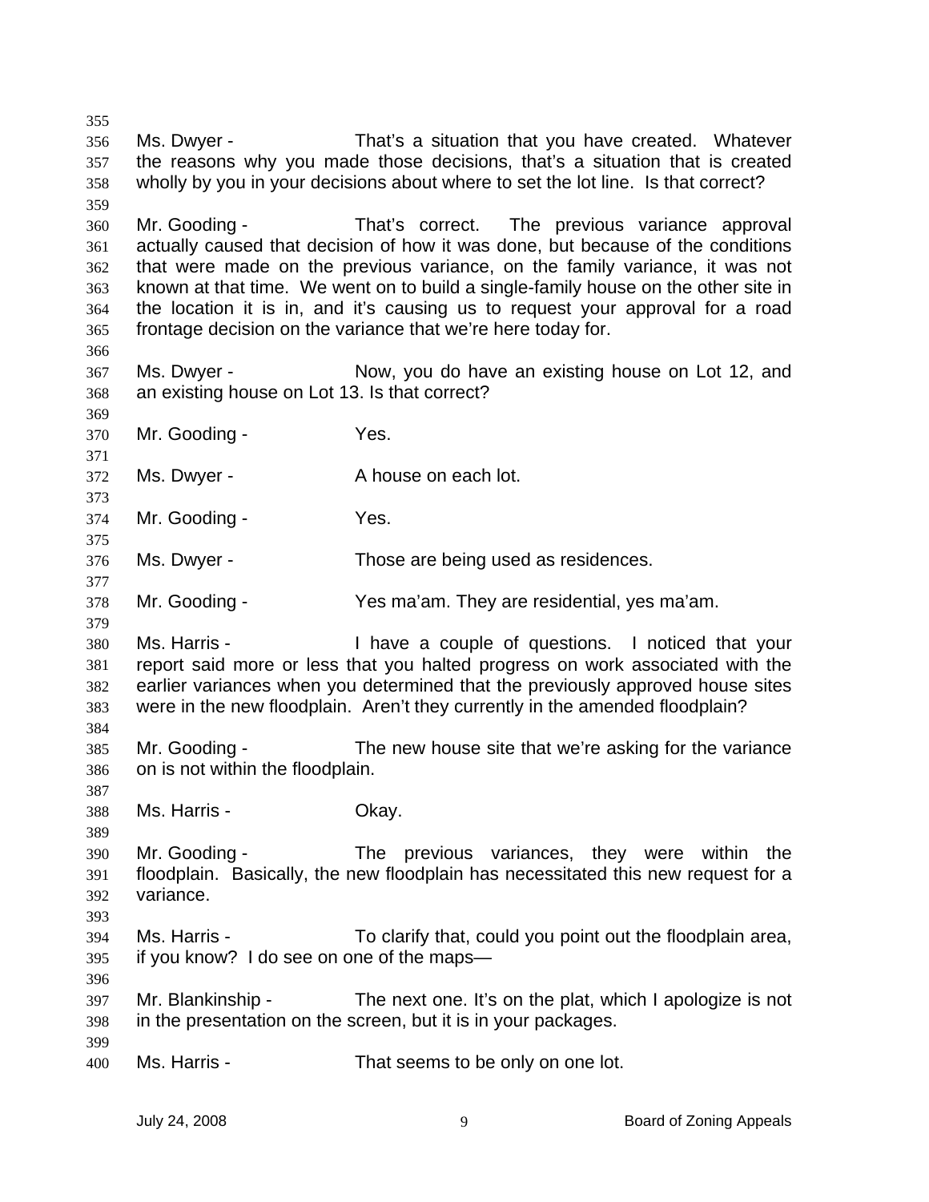Ms. Dwyer - That's a situation that you have created. Whatever the reasons why you made those decisions, that's a situation that is created wholly by you in your decisions about where to set the lot line. Is that correct?

Mr. Gooding - That's correct. The previous variance approval actually caused that decision of how it was done, but because of the conditions that were made on the previous variance, on the family variance, it was not known at that time. We went on to build a single-family house on the other site in the location it is in, and it's causing us to request your approval for a road frontage decision on the variance that we're here today for.

Ms. Dwyer - Now, you do have an existing house on Lot 12, and an existing house on Lot 13. Is that correct?

Mr. Gooding - Yes.

Ms. Dwyer - A house on each lot.

Mr. Gooding - Yes.

Ms. Dwyer - Those are being used as residences.

Mr. Gooding - Yes ma'am. They are residential, yes ma'am.

Ms. Harris - I have a couple of questions. I noticed that your report said more or less that you halted progress on work associated with the earlier variances when you determined that the previously approved house sites were in the new floodplain. Aren't they currently in the amended floodplain?

Mr. Gooding - The new house site that we're asking for the variance on is not within the floodplain.

Ms. Harris - Okay.

Mr. Gooding - The previous variances, they were within the floodplain. Basically, the new floodplain has necessitated this new request for a variance.

Ms. Harris - To clarify that, could you point out the floodplain area, if you know? I do see on one of the maps—

Mr. Blankinship - The next one. It's on the plat, which I apologize is not in the presentation on the screen, but it is in your packages.

Ms. Harris - That seems to be only on one lot.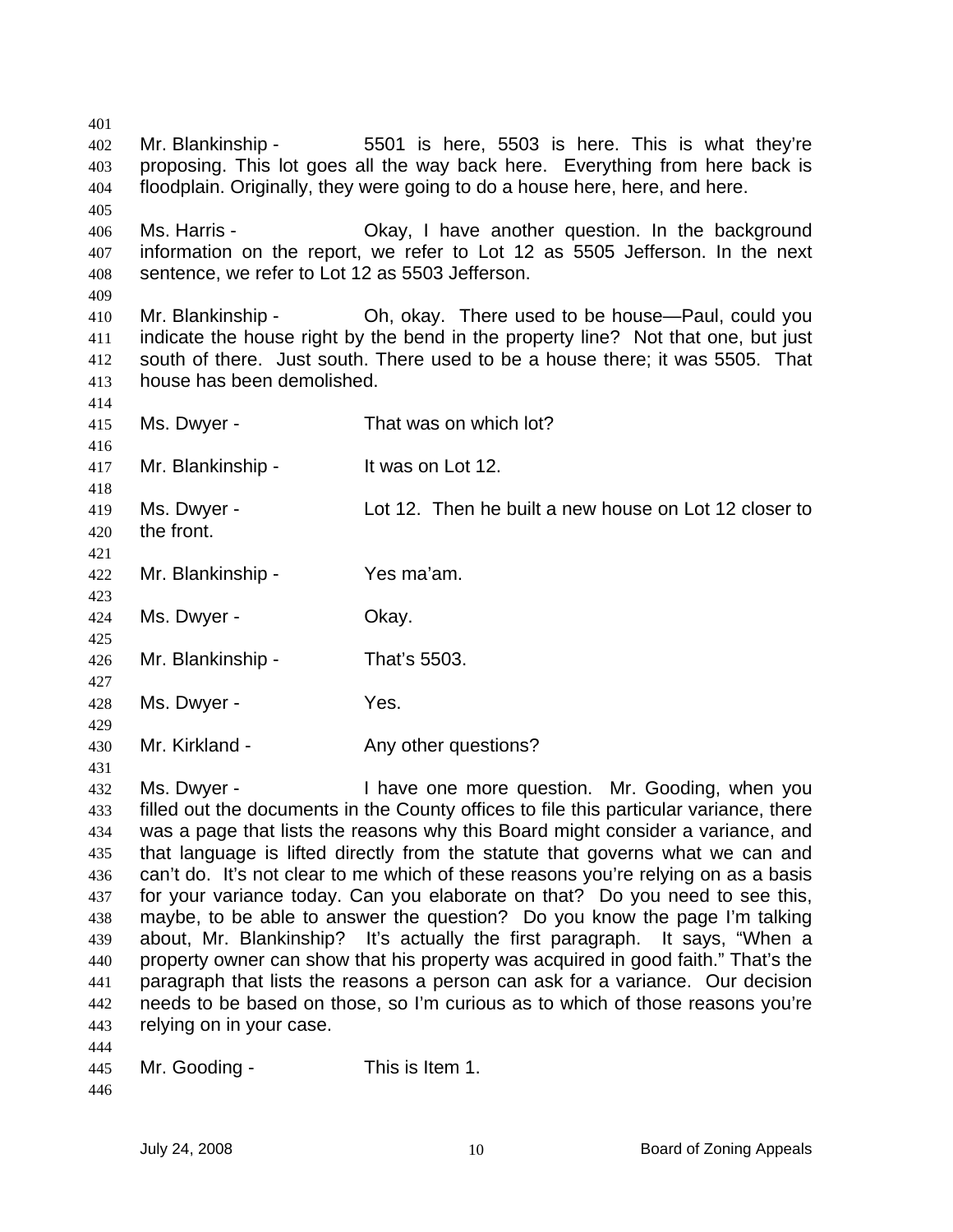Mr. Blankinship - 5501 is here, 5503 is here. This is what they're proposing. This lot goes all the way back here. Everything from here back is floodplain. Originally, they were going to do a house here, here, and here.

Ms. Harris - Okay, I have another question. In the background information on the report, we refer to Lot 12 as 5505 Jefferson. In the next sentence, we refer to Lot 12 as 5503 Jefferson.

Mr. Blankinship - Oh, okay. There used to be house—Paul, could you indicate the house right by the bend in the property line? Not that one, but just south of there. Just south. There used to be a house there; it was 5505. That house has been demolished.

Ms. Dwyer - That was on which lot?

Mr. Blankinship - It was on Lot 12.

Ms. Dwyer - Lot 12. Then he built a new house on Lot 12 closer to the front.

Mr. Blankinship - Yes ma'am.

Ms. Dwyer - Okay.

Mr. Blankinship - That's 5503.

Ms. Dwyer - Yes.

Mr. Kirkland - Any other questions?

Ms. Dwyer - I have one more question. Mr. Gooding, when you filled out the documents in the County offices to file this particular variance, there was a page that lists the reasons why this Board might consider a variance, and that language is lifted directly from the statute that governs what we can and can't do. It's not clear to me which of these reasons you're relying on as a basis for your variance today. Can you elaborate on that? Do you need to see this, maybe, to be able to answer the question? Do you know the page I'm talking about, Mr. Blankinship? It's actually the first paragraph. It says, "When a property owner can show that his property was acquired in good faith." That's the paragraph that lists the reasons a person can ask for a variance. Our decision needs to be based on those, so I'm curious as to which of those reasons you're relying on in your case.

Mr. Gooding - This is Item 1.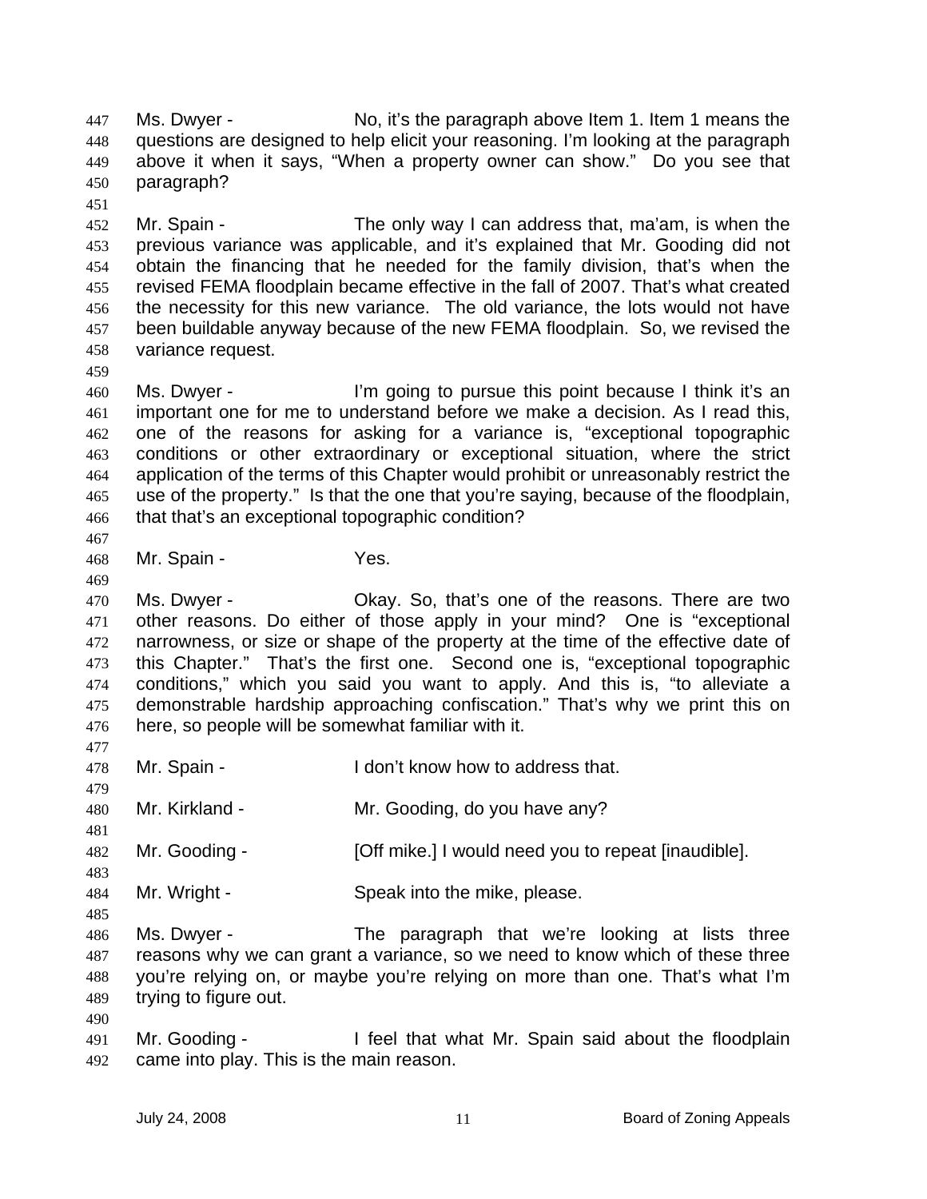447 Ms. Dwyer - No, it's the paragraph above Item 1. Item 1 means the
448 questions are designed to help elicit your reasoning. I'm looking at the paragraph
449 above it when it says, "When a property owner can show." Do you see that
450 paragraph?

452 Mr. Spain - The only way I can address that, ma'am, is when the
453 previous variance was applicable, and it's explained that Mr. Gooding did not
454 obtain the financing that he needed for the family division, that's when the
455 revised FEMA floodplain became effective in the fall of 2007. That's what created
456 the necessity for this new variance. The old variance, the lots would not have
457 been buildable anyway because of the new FEMA floodplain. So, we revised the
458 variance request.

460 Ms. Dwyer - I'm going to pursue this point because I think it's an
461 important one for me to understand before we make a decision. As I read this,
462 one of the reasons for asking for a variance is, "exceptional topographic
463 conditions or other extraordinary or exceptional situation, where the strict
464 application of the terms of this Chapter would prohibit or unreasonably restrict the
465 use of the property." Is that the one that you're saying, because of the floodplain,
466 that that's an exceptional topographic condition?

468 Mr. Spain - Yes.

470 Ms. Dwyer - Okay. So, that's one of the reasons. There are two
471 other reasons. Do either of those apply in your mind? One is "exceptional
472 narrowness, or size or shape of the property at the time of the effective date of
473 this Chapter." That's the first one. Second one is, "exceptional topographic
474 conditions," which you said you want to apply. And this is, "to alleviate a
475 demonstrable hardship approaching confiscation." That's why we print this on
476 here, so people will be somewhat familiar with it.

478 Mr. Spain - I don't know how to address that.

480 Mr. Kirkland - Mr. Gooding, do you have any?

482 Mr. Gooding - [Off mike.] I would need you to repeat [inaudible].

484 Mr. Wright - Speak into the mike, please.

486 Ms. Dwyer - The paragraph that we're looking at lists three
487 reasons why we can grant a variance, so we need to know which of these three
488 you're relying on, or maybe you're relying on more than one. That's what I'm
489 trying to figure out.

491 Mr. Gooding - I feel that what Mr. Spain said about the floodplain
492 came into play. This is the main reason.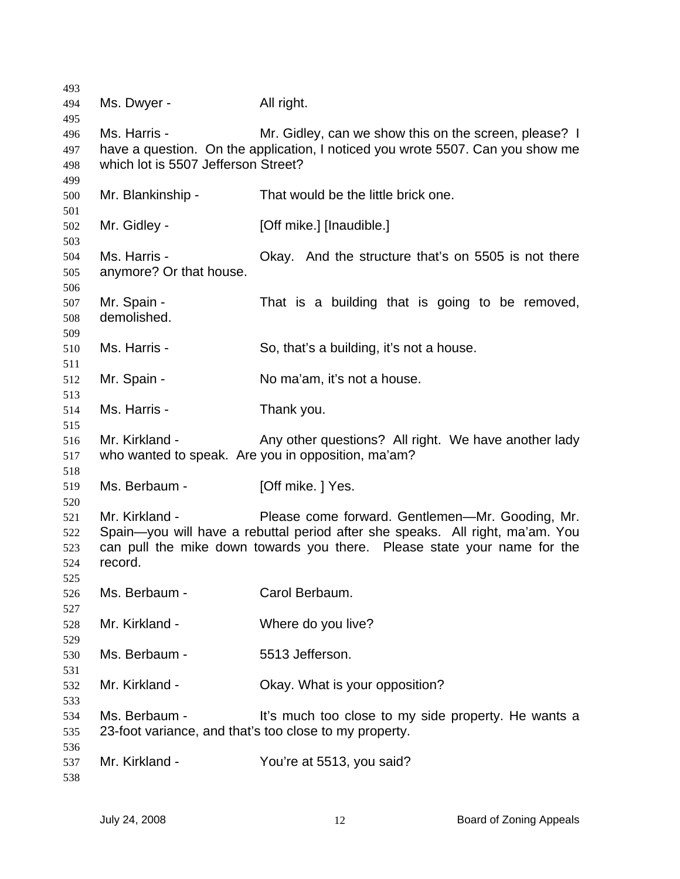Ms. Dwyer - All right.

Ms. Harris - Mr. Gidley, can we show this on the screen, please? I have a question. On the application, I noticed you wrote 5507. Can you show me which lot is 5507 Jefferson Street?

Mr. Blankinship - That would be the little brick one.

Mr. Gidley - [Off mike.] [Inaudible.]

Ms. Harris - Okay. And the structure that's on 5505 is not there anymore? Or that house.

Mr. Spain - That is a building that is going to be removed, demolished.

Ms. Harris - So, that's a building, it's not a house.

Mr. Spain - No ma'am, it's not a house.

Ms. Harris - Thank you.

Mr. Kirkland - Any other questions? All right. We have another lady who wanted to speak. Are you in opposition, ma'am?

Ms. Berbaum - [Off mike. ] Yes.

Mr. Kirkland - Please come forward. Gentlemen—Mr. Gooding, Mr. Spain—you will have a rebuttal period after she speaks. All right, ma'am. You can pull the mike down towards you there. Please state your name for the record.

Ms. Berbaum - Carol Berbaum.

Mr. Kirkland - Where do you live?

Ms. Berbaum - 5513 Jefferson.

Mr. Kirkland - Okay. What is your opposition?

Ms. Berbaum - It's much too close to my side property. He wants a 23-foot variance, and that's too close to my property.

Mr. Kirkland - You're at 5513, you said?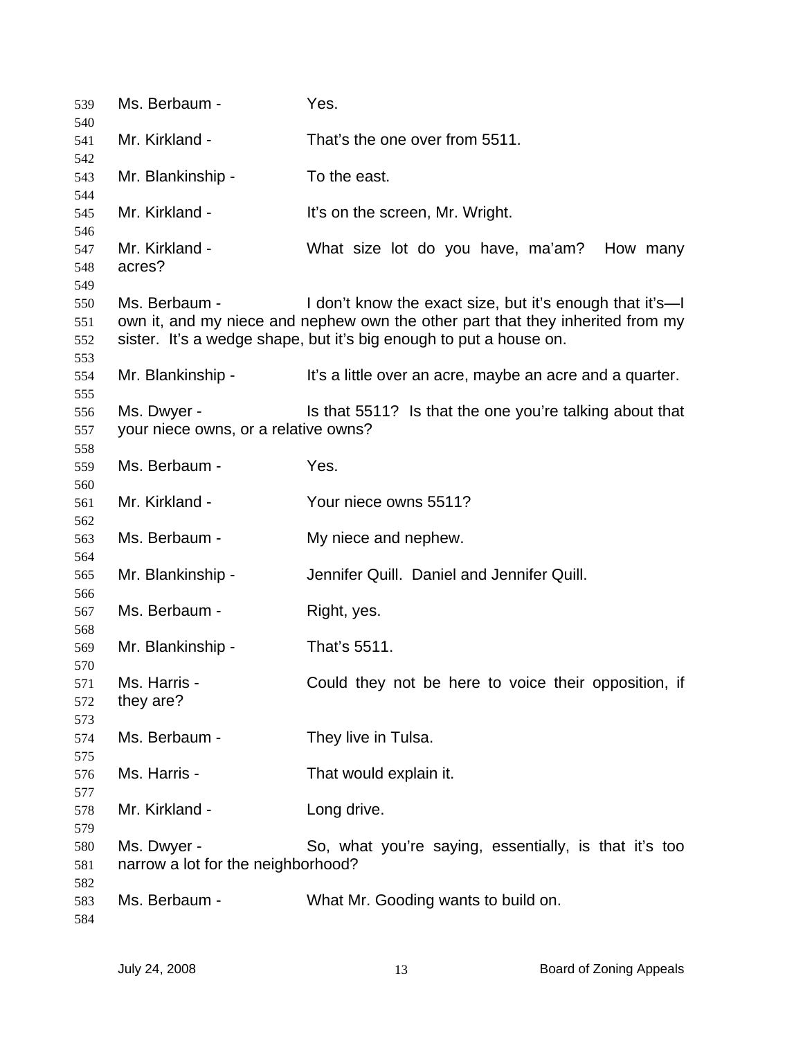Ms. Berbaum - Yes.

Mr. Kirkland - That's the one over from 5511.

Mr. Blankinship - To the east.

Mr. Kirkland - It's on the screen, Mr. Wright.

Mr. Kirkland - What size lot do you have, ma'am? How many acres?

Ms. Berbaum - I don't know the exact size, but it's enough that it's—I own it, and my niece and nephew own the other part that they inherited from my sister. It's a wedge shape, but it's big enough to put a house on.

Mr. Blankinship - It's a little over an acre, maybe an acre and a quarter.

Ms. Dwyer - Is that 5511? Is that the one you're talking about that your niece owns, or a relative owns?

Ms. Berbaum - Yes.

Mr. Kirkland - Your niece owns 5511?

Ms. Berbaum - My niece and nephew.

Mr. Blankinship - Jennifer Quill. Daniel and Jennifer Quill.

Ms. Berbaum - Right, yes.

Mr. Blankinship - That's 5511.

Ms. Harris - Could they not be here to voice their opposition, if they are?

Ms. Berbaum - They live in Tulsa.

Ms. Harris - That would explain it.

Mr. Kirkland - Long drive.

Ms. Dwyer - So, what you're saying, essentially, is that it's too narrow a lot for the neighborhood?

Ms. Berbaum - What Mr. Gooding wants to build on.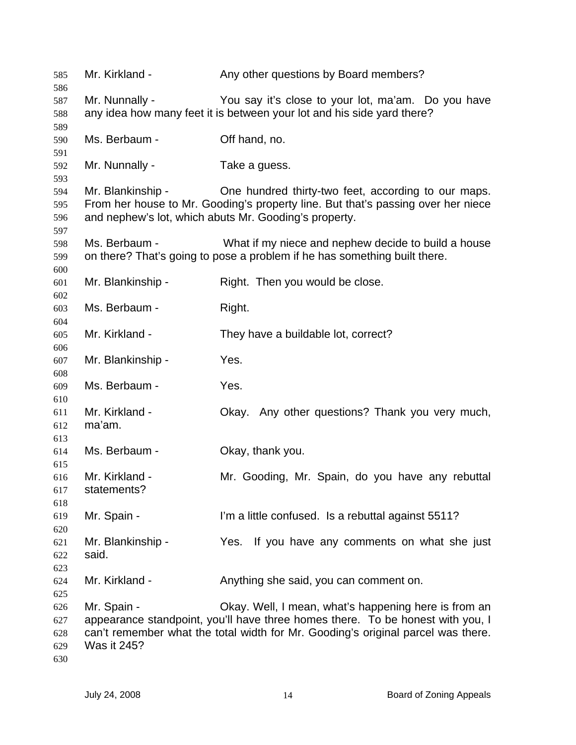Mr. Kirkland - Any other questions by Board members?

Mr. Nunnally - You say it's close to your lot, ma'am. Do you have any idea how many feet it is between your lot and his side yard there?

Ms. Berbaum - Off hand, no.

Mr. Nunnally - Take a guess.

Mr. Blankinship - One hundred thirty-two feet, according to our maps. From her house to Mr. Gooding's property line. But that's passing over her niece and nephew's lot, which abuts Mr. Gooding's property.

Ms. Berbaum - What if my niece and nephew decide to build a house on there? That's going to pose a problem if he has something built there.

Mr. Blankinship - Right. Then you would be close.

Ms. Berbaum - Right.

Mr. Kirkland - They have a buildable lot, correct?

Mr. Blankinship - Yes.

Ms. Berbaum - Yes.

Mr. Kirkland - Okay. Any other questions? Thank you very much, ma'am.

Ms. Berbaum - Okay, thank you.

Mr. Kirkland - Mr. Gooding, Mr. Spain, do you have any rebuttal statements?

Mr. Spain - I'm a little confused. Is a rebuttal against 5511?

Mr. Blankinship - Yes. If you have any comments on what she just said.

Mr. Kirkland - Anything she said, you can comment on.

Mr. Spain - Okay. Well, I mean, what's happening here is from an appearance standpoint, you'll have three homes there. To be honest with you, I can't remember what the total width for Mr. Gooding's original parcel was there. Was it 245?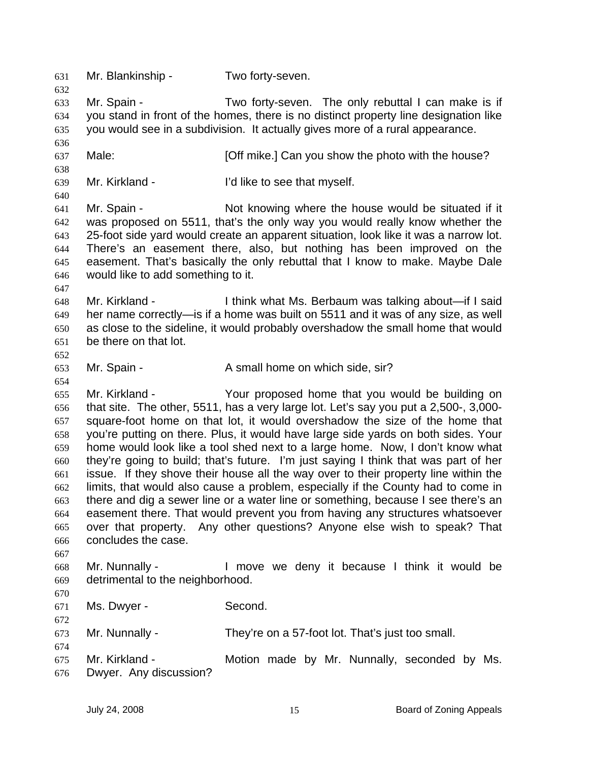Mr. Blankinship - Two forty-seven.

Mr. Spain - Two forty-seven. The only rebuttal I can make is if you stand in front of the homes, there is no distinct property line designation like you would see in a subdivision. It actually gives more of a rural appearance.

Male: [Off mike.] Can you show the photo with the house?

Mr. Kirkland - I'd like to see that myself.

Mr. Spain - Not knowing where the house would be situated if it was proposed on 5511, that's the only way you would really know whether the 25-foot side yard would create an apparent situation, look like it was a narrow lot. There's an easement there, also, but nothing has been improved on the easement. That's basically the only rebuttal that I know to make. Maybe Dale would like to add something to it.

Mr. Kirkland - I think what Ms. Berbaum was talking about—if I said her name correctly—is if a home was built on 5511 and it was of any size, as well as close to the sideline, it would probably overshadow the small home that would be there on that lot.

Mr. Spain - A small home on which side, sir?

Mr. Kirkland - Your proposed home that you would be building on that site. The other, 5511, has a very large lot. Let's say you put a 2,500-, 3,000-square-foot home on that lot, it would overshadow the size of the home that you're putting on there. Plus, it would have large side yards on both sides. Your home would look like a tool shed next to a large home. Now, I don't know what they're going to build; that's future. I'm just saying I think that was part of her issue. If they shove their house all the way over to their property line within the limits, that would also cause a problem, especially if the County had to come in there and dig a sewer line or a water line or something, because I see there's an easement there. That would prevent you from having any structures whatsoever over that property. Any other questions? Anyone else wish to speak? That concludes the case.

Mr. Nunnally - I move we deny it because I think it would be detrimental to the neighborhood.

Ms. Dwyer - Second.

Mr. Nunnally - They're on a 57-foot lot. That's just too small.

Mr. Kirkland - Motion made by Mr. Nunnally, seconded by Ms. Dwyer. Any discussion?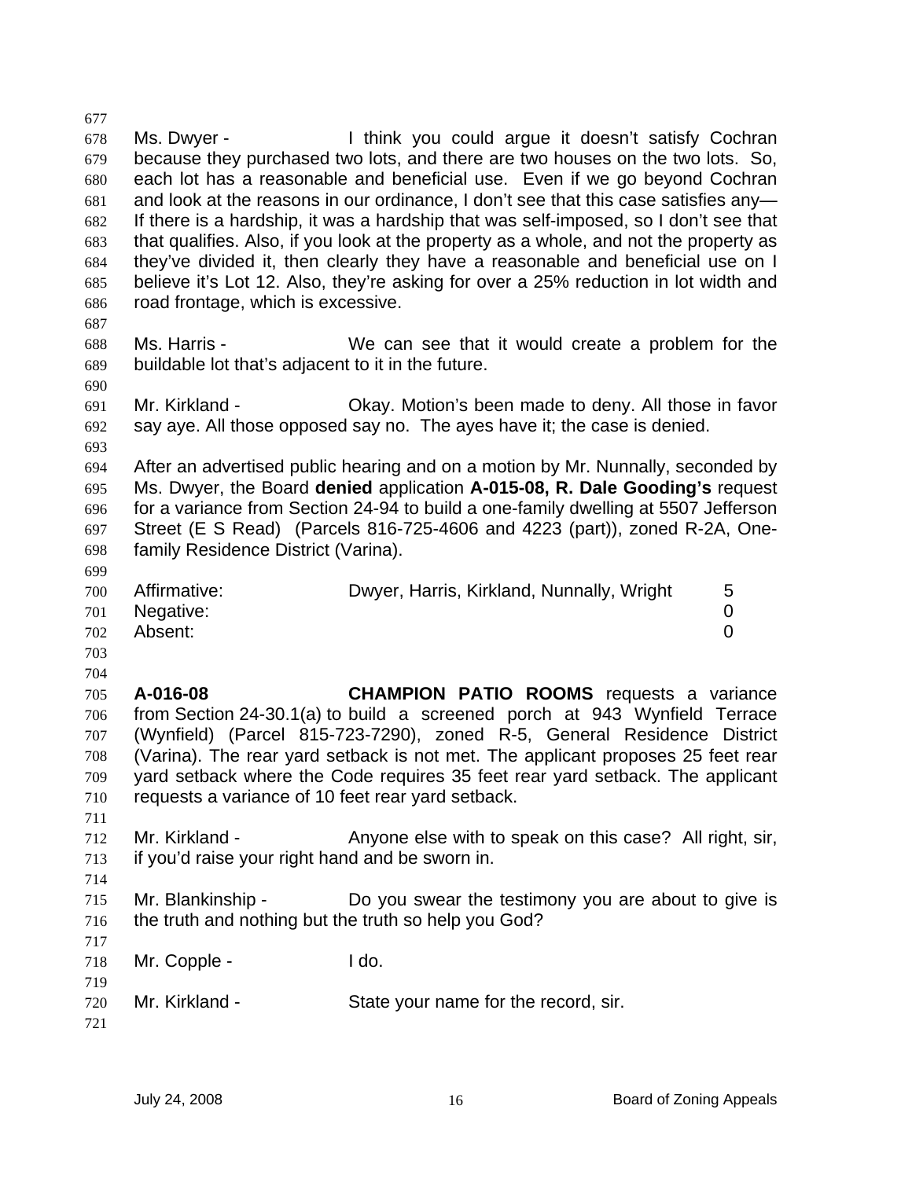Ms. Dwyer - I think you could argue it doesn't satisfy Cochran because they purchased two lots, and there are two houses on the two lots. So, each lot has a reasonable and beneficial use. Even if we go beyond Cochran and look at the reasons in our ordinance, I don't see that this case satisfies any— If there is a hardship, it was a hardship that was self-imposed, so I don't see that that qualifies. Also, if you look at the property as a whole, and not the property as they've divided it, then clearly they have a reasonable and beneficial use on I believe it's Lot 12. Also, they're asking for over a 25% reduction in lot width and road frontage, which is excessive.

Ms. Harris - We can see that it would create a problem for the buildable lot that's adjacent to it in the future.

Mr. Kirkland - Okay. Motion's been made to deny. All those in favor say aye. All those opposed say no. The ayes have it; the case is denied.

After an advertised public hearing and on a motion by Mr. Nunnally, seconded by Ms. Dwyer, the Board **denied** application **A-015-08, R. Dale Gooding's** request for a variance from Section 24-94 to build a one-family dwelling at 5507 Jefferson Street (E S Read) (Parcels 816-725-4606 and 4223 (part)), zoned R-2A, One-family Residence District (Varina).

| | | |
|---|---|---|
| Affirmative: | Dwyer, Harris, Kirkland, Nunnally, Wright | 5 |
| Negative: | | 0 |
| Absent: | | 0 |

**A-016-08** **CHAMPION PATIO ROOMS** requests a variance from Section 24-30.1(a) to build a screened porch at 943 Wynfield Terrace (Wynfield) (Parcel 815-723-7290), zoned R-5, General Residence District (Varina). The rear yard setback is not met. The applicant proposes 25 feet rear yard setback where the Code requires 35 feet rear yard setback. The applicant requests a variance of 10 feet rear yard setback.

Mr. Kirkland - Anyone else with to speak on this case? All right, sir, if you'd raise your right hand and be sworn in.

Mr. Blankinship - Do you swear the testimony you are about to give is the truth and nothing but the truth so help you God?

Mr. Copple - I do.

Mr. Kirkland - State your name for the record, sir.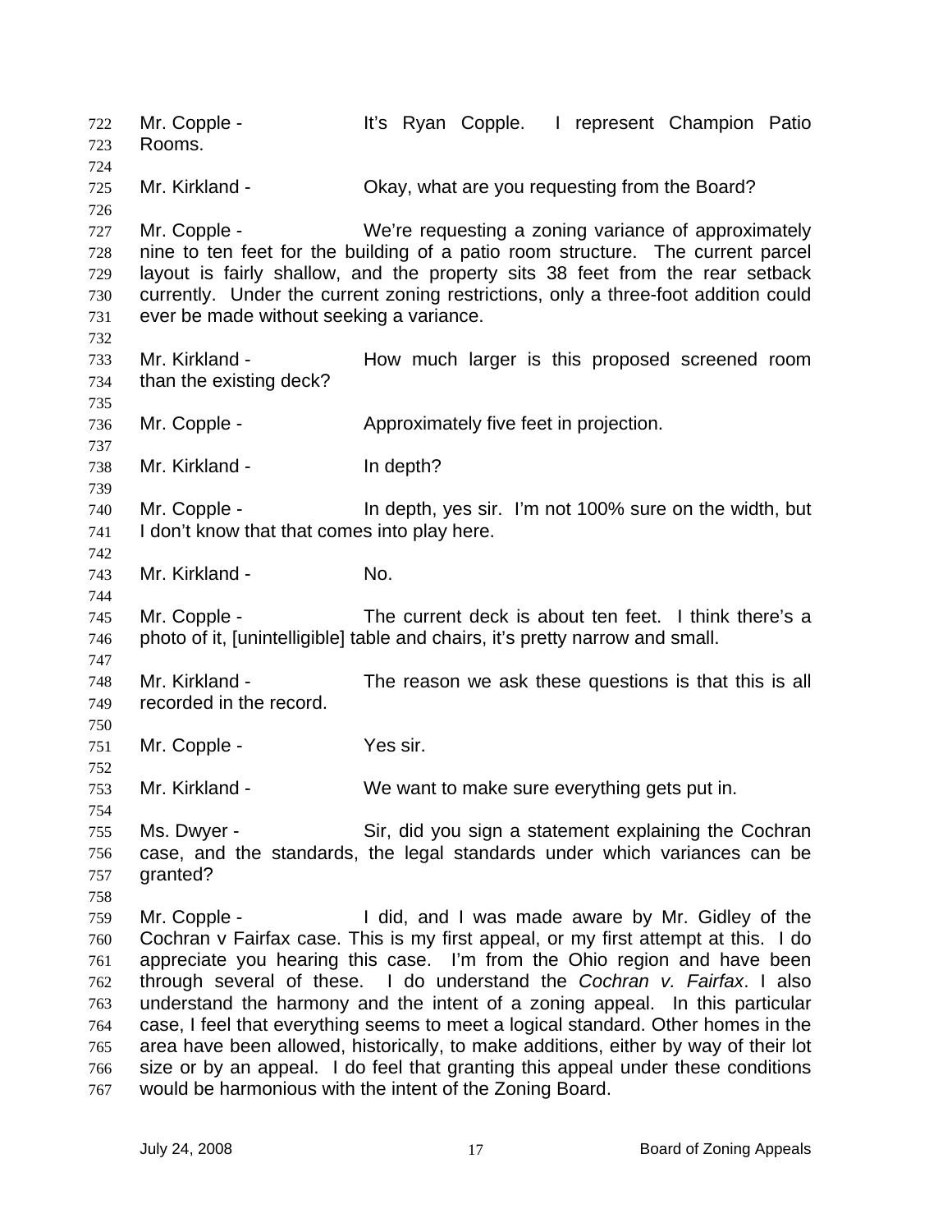Mr. Copple - It's Ryan Copple. I represent Champion Patio Rooms.

Mr. Kirkland - Okay, what are you requesting from the Board?

Mr. Copple - We're requesting a zoning variance of approximately nine to ten feet for the building of a patio room structure. The current parcel layout is fairly shallow, and the property sits 38 feet from the rear setback currently. Under the current zoning restrictions, only a three-foot addition could ever be made without seeking a variance.

Mr. Kirkland - How much larger is this proposed screened room than the existing deck?

Mr. Copple - Approximately five feet in projection.

Mr. Kirkland - In depth?

Mr. Copple - In depth, yes sir. I'm not 100% sure on the width, but I don't know that that comes into play here.

Mr. Kirkland - No.

Mr. Copple - The current deck is about ten feet. I think there's a photo of it, [unintelligible] table and chairs, it's pretty narrow and small.

Mr. Kirkland - The reason we ask these questions is that this is all recorded in the record.

Mr. Copple - Yes sir.

Mr. Kirkland - We want to make sure everything gets put in.

Ms. Dwyer - Sir, did you sign a statement explaining the Cochran case, and the standards, the legal standards under which variances can be granted?

Mr. Copple - I did, and I was made aware by Mr. Gidley of the Cochran v Fairfax case. This is my first appeal, or my first attempt at this. I do appreciate you hearing this case. I'm from the Ohio region and have been through several of these. I do understand the *Cochran v. Fairfax*. I also understand the harmony and the intent of a zoning appeal. In this particular case, I feel that everything seems to meet a logical standard. Other homes in the area have been allowed, historically, to make additions, either by way of their lot size or by an appeal. I do feel that granting this appeal under these conditions would be harmonious with the intent of the Zoning Board.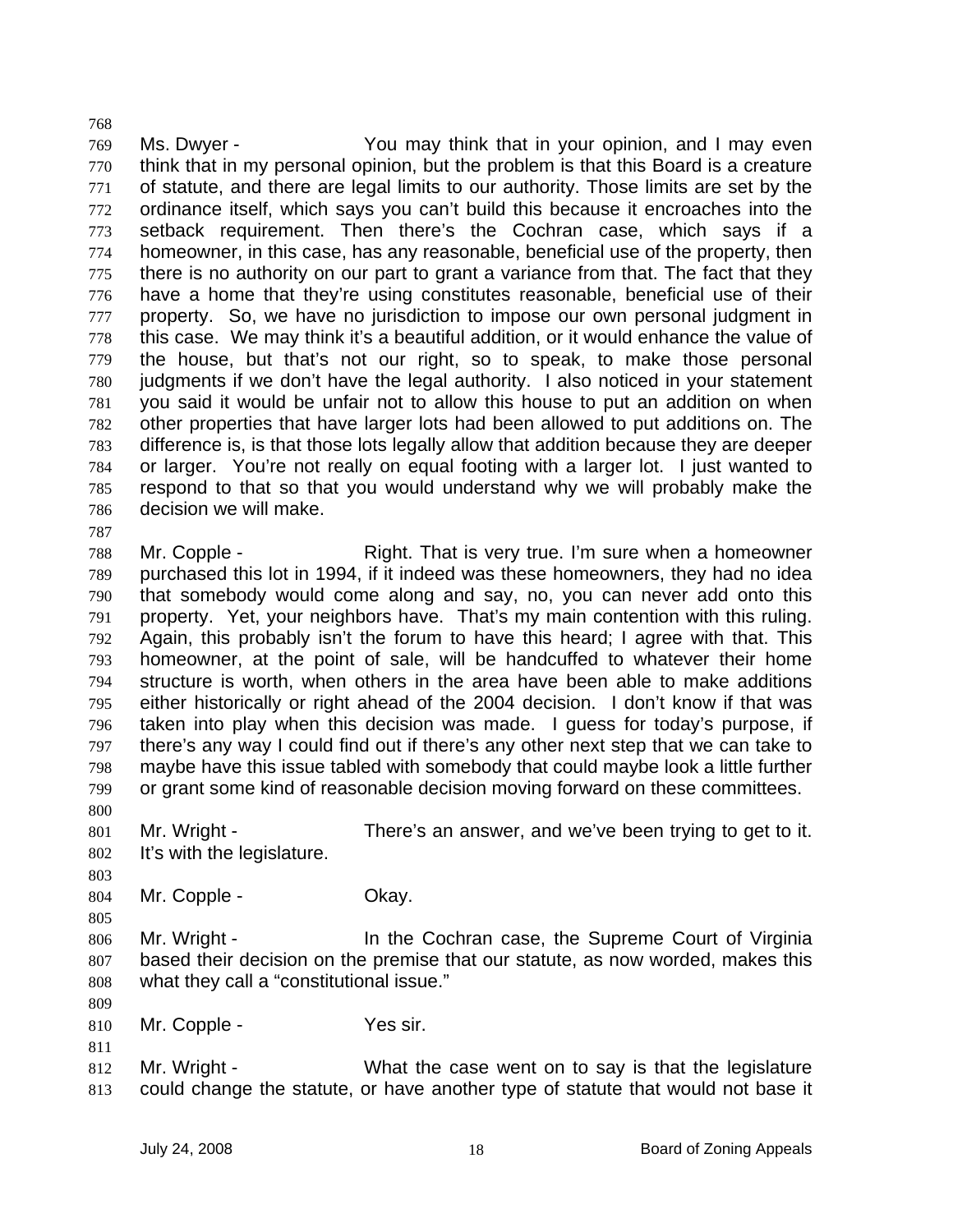Ms. Dwyer - You may think that in your opinion, and I may even think that in my personal opinion, but the problem is that this Board is a creature of statute, and there are legal limits to our authority. Those limits are set by the ordinance itself, which says you can't build this because it encroaches into the setback requirement. Then there's the Cochran case, which says if a homeowner, in this case, has any reasonable, beneficial use of the property, then there is no authority on our part to grant a variance from that. The fact that they have a home that they're using constitutes reasonable, beneficial use of their property. So, we have no jurisdiction to impose our own personal judgment in this case. We may think it's a beautiful addition, or it would enhance the value of the house, but that's not our right, so to speak, to make those personal judgments if we don't have the legal authority. I also noticed in your statement you said it would be unfair not to allow this house to put an addition on when other properties that have larger lots had been allowed to put additions on. The difference is, is that those lots legally allow that addition because they are deeper or larger. You're not really on equal footing with a larger lot. I just wanted to respond to that so that you would understand why we will probably make the decision we will make.

Mr. Copple - Right. That is very true. I'm sure when a homeowner purchased this lot in 1994, if it indeed was these homeowners, they had no idea that somebody would come along and say, no, you can never add onto this property. Yet, your neighbors have. That's my main contention with this ruling. Again, this probably isn't the forum to have this heard; I agree with that. This homeowner, at the point of sale, will be handcuffed to whatever their home structure is worth, when others in the area have been able to make additions either historically or right ahead of the 2004 decision. I don't know if that was taken into play when this decision was made. I guess for today's purpose, if there's any way I could find out if there's any other next step that we can take to maybe have this issue tabled with somebody that could maybe look a little further or grant some kind of reasonable decision moving forward on these committees.

Mr. Wright - There's an answer, and we've been trying to get to it. It's with the legislature.

Mr. Copple - Okay.

Mr. Wright - In the Cochran case, the Supreme Court of Virginia based their decision on the premise that our statute, as now worded, makes this what they call a "constitutional issue."

Mr. Copple - Yes sir.

Mr. Wright - What the case went on to say is that the legislature could change the statute, or have another type of statute that would not base it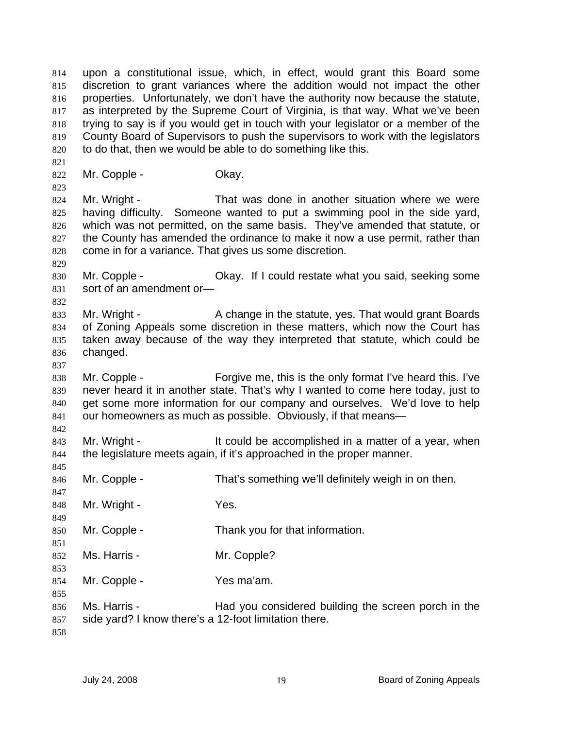upon a constitutional issue, which, in effect, would grant this Board some discretion to grant variances where the addition would not impact the other properties. Unfortunately, we don't have the authority now because the statute, as interpreted by the Supreme Court of Virginia, is that way. What we've been trying to say is if you would get in touch with your legislator or a member of the County Board of Supervisors to push the supervisors to work with the legislators to do that, then we would be able to do something like this.

Mr. Copple - Okay.

Mr. Wright - That was done in another situation where we were having difficulty. Someone wanted to put a swimming pool in the side yard, which was not permitted, on the same basis. They've amended that statute, or the County has amended the ordinance to make it now a use permit, rather than come in for a variance. That gives us some discretion.

Mr. Copple - Okay. If I could restate what you said, seeking some sort of an amendment or—

Mr. Wright - A change in the statute, yes. That would grant Boards of Zoning Appeals some discretion in these matters, which now the Court has taken away because of the way they interpreted that statute, which could be changed.

Mr. Copple - Forgive me, this is the only format I've heard this. I've never heard it in another state. That's why I wanted to come here today, just to get some more information for our company and ourselves. We'd love to help our homeowners as much as possible. Obviously, if that means—

Mr. Wright - It could be accomplished in a matter of a year, when the legislature meets again, if it's approached in the proper manner.

Mr. Copple - That's something we'll definitely weigh in on then.

Mr. Wright - Yes.

Mr. Copple - Thank you for that information.

Ms. Harris - Mr. Copple?

Mr. Copple - Yes ma'am.

Ms. Harris - Had you considered building the screen porch in the side yard? I know there's a 12-foot limitation there.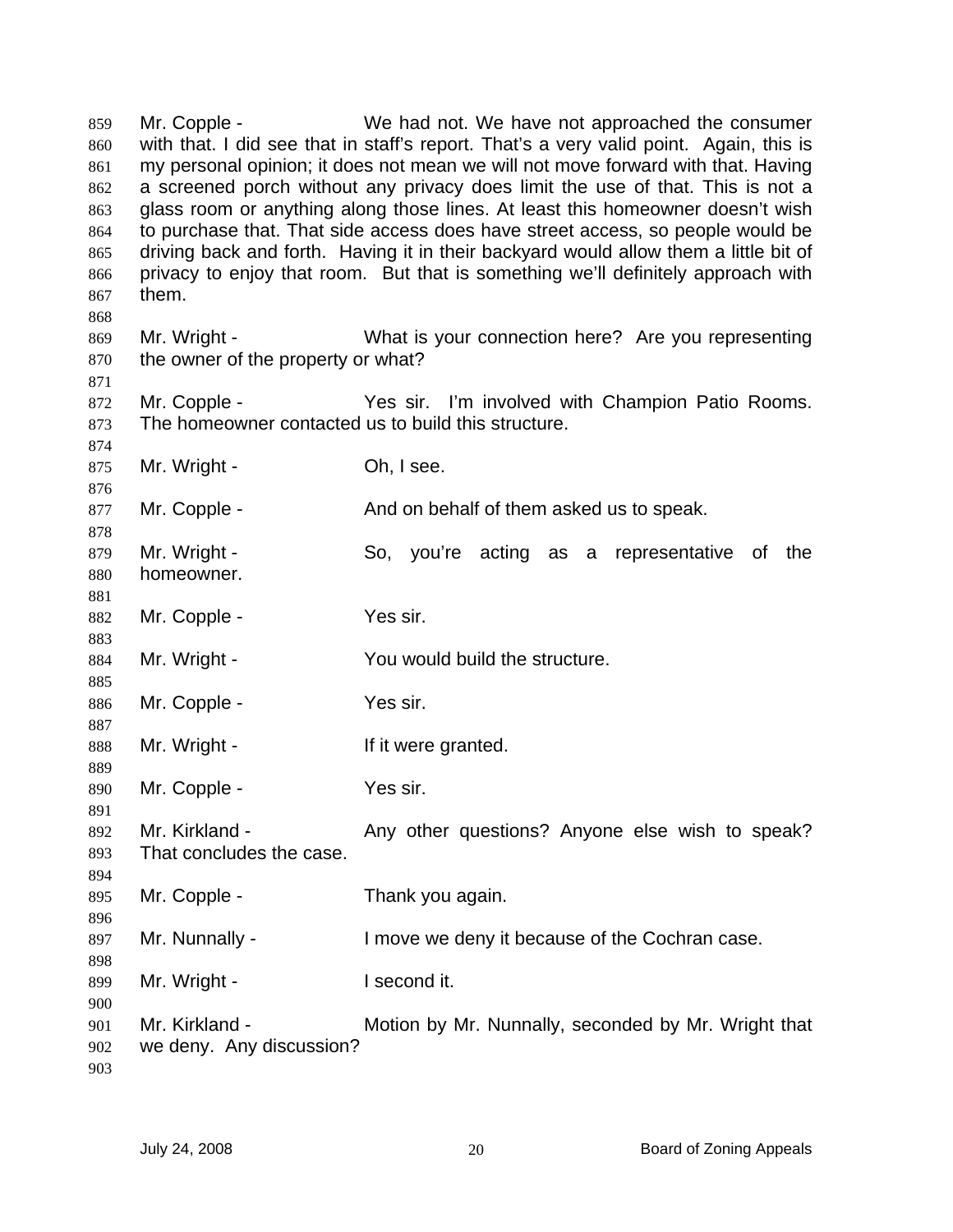Mr. Copple - We had not. We have not approached the consumer with that. I did see that in staff's report. That's a very valid point. Again, this is my personal opinion; it does not mean we will not move forward with that. Having a screened porch without any privacy does limit the use of that. This is not a glass room or anything along those lines. At least this homeowner doesn't wish to purchase that. That side access does have street access, so people would be driving back and forth. Having it in their backyard would allow them a little bit of privacy to enjoy that room. But that is something we'll definitely approach with them.

Mr. Wright - What is your connection here? Are you representing the owner of the property or what?

Mr. Copple - Yes sir. I'm involved with Champion Patio Rooms. The homeowner contacted us to build this structure.

Mr. Wright - Oh, I see.

Mr. Copple - And on behalf of them asked us to speak.

Mr. Wright - So, you're acting as a representative of the homeowner.

Mr. Copple - Yes sir.

Mr. Wright - You would build the structure.

Mr. Copple - Yes sir.

Mr. Wright - If it were granted.

Mr. Copple - Yes sir.

Mr. Kirkland - Any other questions? Anyone else wish to speak? That concludes the case.

Mr. Copple - Thank you again.

Mr. Nunnally - I move we deny it because of the Cochran case.

Mr. Wright - I second it.

Mr. Kirkland - Motion by Mr. Nunnally, seconded by Mr. Wright that we deny. Any discussion?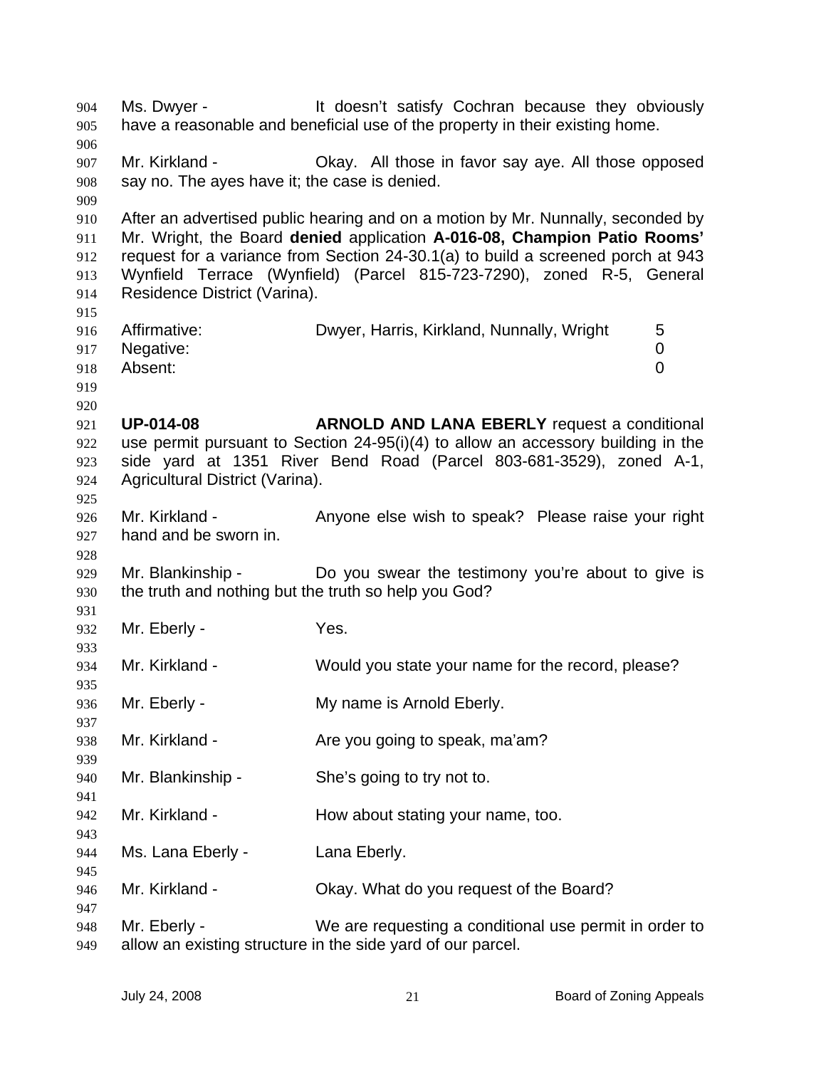Ms. Dwyer - It doesn't satisfy Cochran because they obviously have a reasonable and beneficial use of the property in their existing home.

Mr. Kirkland - Okay. All those in favor say aye. All those opposed say no. The ayes have it; the case is denied.

After an advertised public hearing and on a motion by Mr. Nunnally, seconded by Mr. Wright, the Board **denied** application **A-016-08, Champion Patio Rooms'** request for a variance from Section 24-30.1(a) to build a screened porch at 943 Wynfield Terrace (Wynfield) (Parcel 815-723-7290), zoned R-5, General Residence District (Varina).

| | | |
|---|---|---|
| Affirmative: | Dwyer, Harris, Kirkland, Nunnally, Wright | 5 |
| Negative: | | 0 |
| Absent: | | 0 |

**UP-014-08** **ARNOLD AND LANA EBERLY** request a conditional use permit pursuant to Section 24-95(i)(4) to allow an accessory building in the side yard at 1351 River Bend Road (Parcel 803-681-3529), zoned A-1, Agricultural District (Varina).

Mr. Kirkland - Anyone else wish to speak? Please raise your right hand and be sworn in.

Mr. Blankinship - Do you swear the testimony you're about to give is the truth and nothing but the truth so help you God?

Mr. Eberly - Yes.

Mr. Kirkland - Would you state your name for the record, please?

Mr. Eberly - My name is Arnold Eberly.

Mr. Kirkland - Are you going to speak, ma'am?

Mr. Blankinship - She's going to try not to.

Mr. Kirkland - How about stating your name, too.

Ms. Lana Eberly - Lana Eberly.

Mr. Kirkland - Okay. What do you request of the Board?

Mr. Eberly - We are requesting a conditional use permit in order to allow an existing structure in the side yard of our parcel.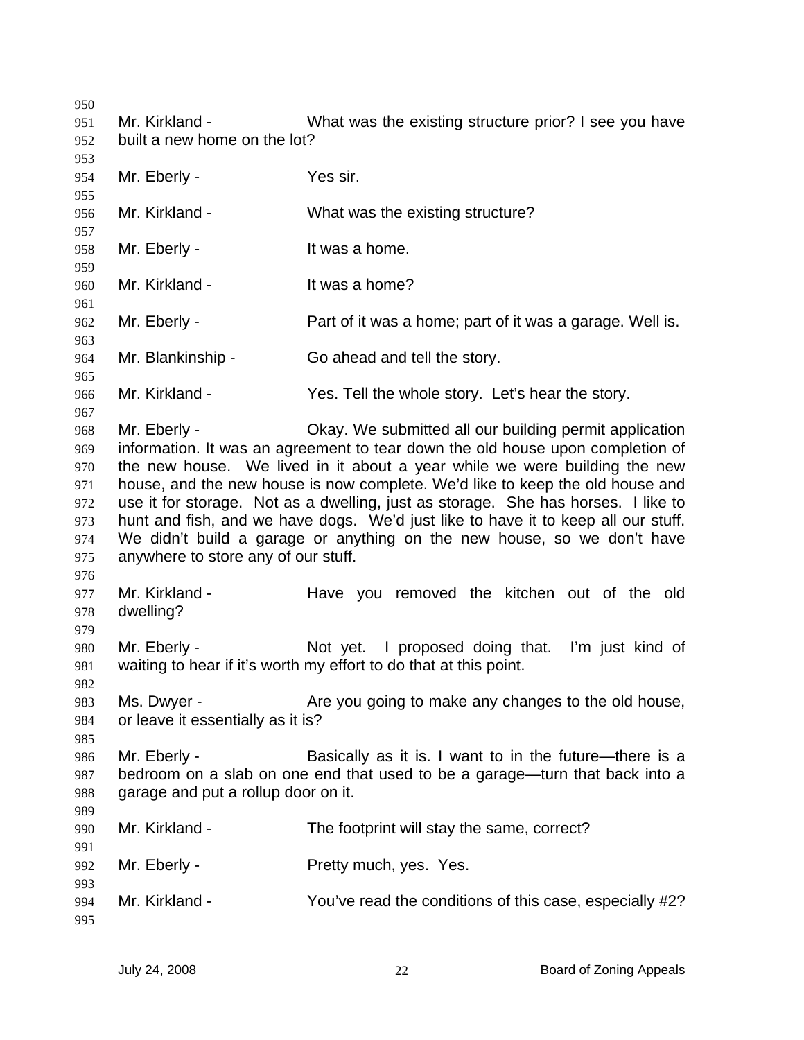Mr. Kirkland - What was the existing structure prior? I see you have built a new home on the lot?

Mr. Eberly - Yes sir.

Mr. Kirkland - What was the existing structure?

Mr. Eberly - It was a home.

Mr. Kirkland - It was a home?

Mr. Eberly - Part of it was a home; part of it was a garage. Well is.

Mr. Blankinship - Go ahead and tell the story.

Mr. Kirkland - Yes. Tell the whole story. Let's hear the story.

Mr. Eberly - Okay. We submitted all our building permit application information. It was an agreement to tear down the old house upon completion of the new house. We lived in it about a year while we were building the new house, and the new house is now complete. We'd like to keep the old house and use it for storage. Not as a dwelling, just as storage. She has horses. I like to hunt and fish, and we have dogs. We'd just like to have it to keep all our stuff. We didn't build a garage or anything on the new house, so we don't have anywhere to store any of our stuff.

Mr. Kirkland - Have you removed the kitchen out of the old dwelling?

Mr. Eberly - Not yet. I proposed doing that. I'm just kind of waiting to hear if it's worth my effort to do that at this point.

Ms. Dwyer - Are you going to make any changes to the old house, or leave it essentially as it is?

Mr. Eberly - Basically as it is. I want to in the future—there is a bedroom on a slab on one end that used to be a garage—turn that back into a garage and put a rollup door on it.

Mr. Kirkland - The footprint will stay the same, correct?

Mr. Eberly - Pretty much, yes. Yes.

Mr. Kirkland - You've read the conditions of this case, especially #2?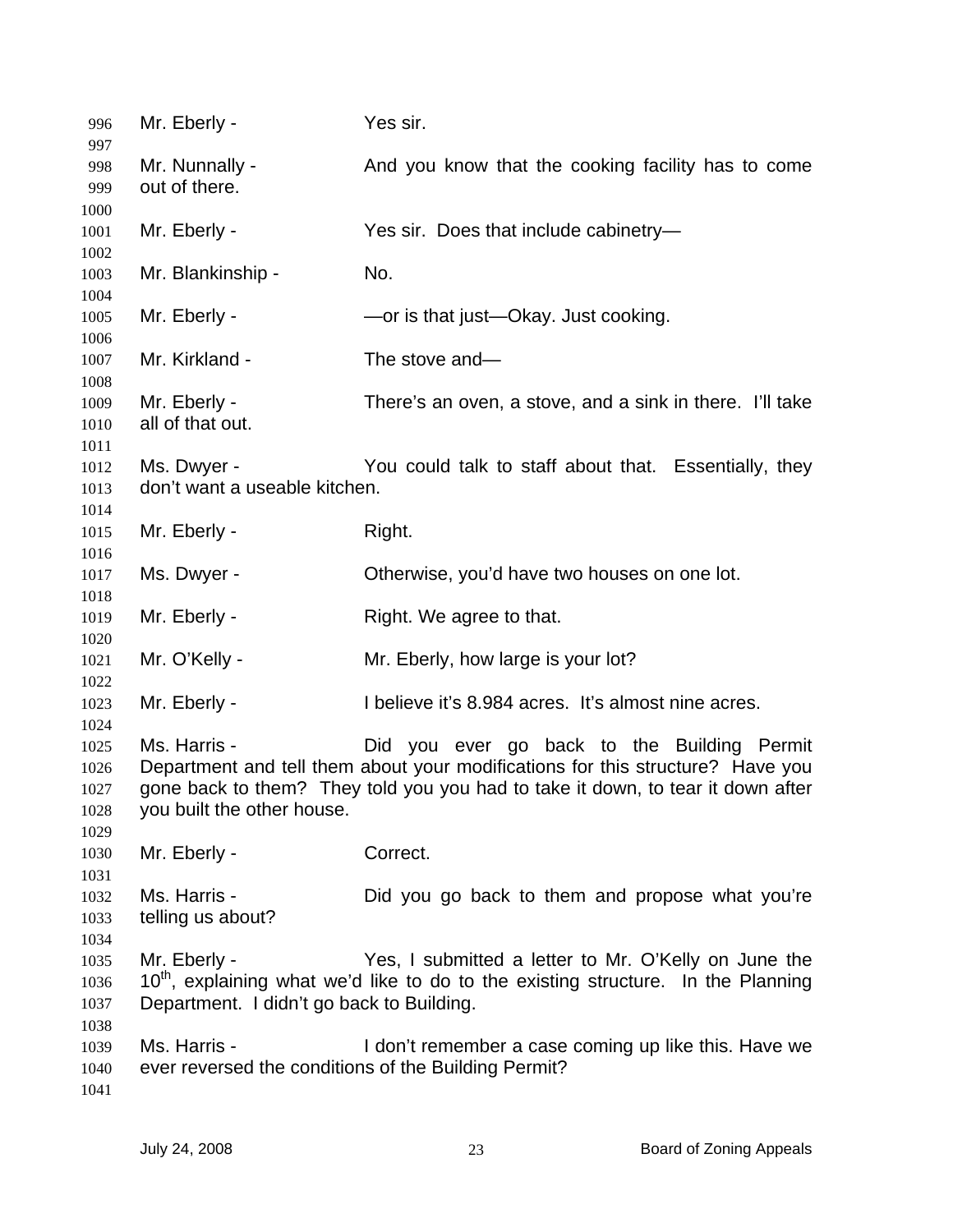Mr. Eberly - Yes sir.

Mr. Nunnally - And you know that the cooking facility has to come out of there.

Mr. Eberly - Yes sir. Does that include cabinetry—

Mr. Blankinship - No.

Mr. Eberly - —or is that just—Okay. Just cooking.

Mr. Kirkland - The stove and—

Mr. Eberly - There's an oven, a stove, and a sink in there. I'll take all of that out.

Ms. Dwyer - You could talk to staff about that. Essentially, they don't want a useable kitchen.

Mr. Eberly - Right.

Ms. Dwyer - Otherwise, you'd have two houses on one lot.

Mr. Eberly - Right. We agree to that.

Mr. O'Kelly - Mr. Eberly, how large is your lot?

Mr. Eberly - I believe it's 8.984 acres. It's almost nine acres.

Ms. Harris - Did you ever go back to the Building Permit Department and tell them about your modifications for this structure? Have you gone back to them? They told you you had to take it down, to tear it down after you built the other house.

Mr. Eberly - Correct.

Ms. Harris - Did you go back to them and propose what you're telling us about?

Mr. Eberly - Yes, I submitted a letter to Mr. O'Kelly on June the 10th, explaining what we'd like to do to the existing structure. In the Planning Department. I didn't go back to Building.

Ms. Harris - I don't remember a case coming up like this. Have we ever reversed the conditions of the Building Permit?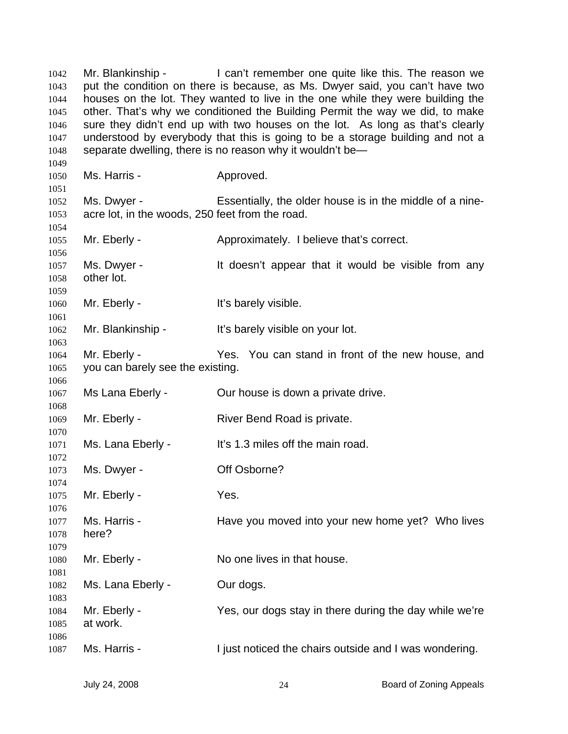1042 Mr. Blankinship - I can't remember one quite like this. The reason we
1043 put the condition on there is because, as Ms. Dwyer said, you can't have two
1044 houses on the lot. They wanted to live in the one while they were building the
1045 other. That's why we conditioned the Building Permit the way we did, to make
1046 sure they didn't end up with two houses on the lot. As long as that's clearly
1047 understood by everybody that this is going to be a storage building and not a
1048 separate dwelling, there is no reason why it wouldn't be—
1049
1050 Ms. Harris - Approved.
1051
1052 Ms. Dwyer - Essentially, the older house is in the middle of a nine-
1053 acre lot, in the woods, 250 feet from the road.
1054
1055 Mr. Eberly - Approximately. I believe that's correct.
1056
1057 Ms. Dwyer - It doesn't appear that it would be visible from any
1058 other lot.
1059
1060 Mr. Eberly - It's barely visible.
1061
1062 Mr. Blankinship - It's barely visible on your lot.
1063
1064 Mr. Eberly - Yes. You can stand in front of the new house, and
1065 you can barely see the existing.
1066
1067 Ms Lana Eberly - Our house is down a private drive.
1068
1069 Mr. Eberly - River Bend Road is private.
1070
1071 Ms. Lana Eberly - It's 1.3 miles off the main road.
1072
1073 Ms. Dwyer - Off Osborne?
1074
1075 Mr. Eberly - Yes.
1076
1077 Ms. Harris - Have you moved into your new home yet? Who lives
1078 here?
1079
1080 Mr. Eberly - No one lives in that house.
1081
1082 Ms. Lana Eberly - Our dogs.
1083
1084 Mr. Eberly - Yes, our dogs stay in there during the day while we're
1085 at work.
1086
1087 Ms. Harris - I just noticed the chairs outside and I was wondering.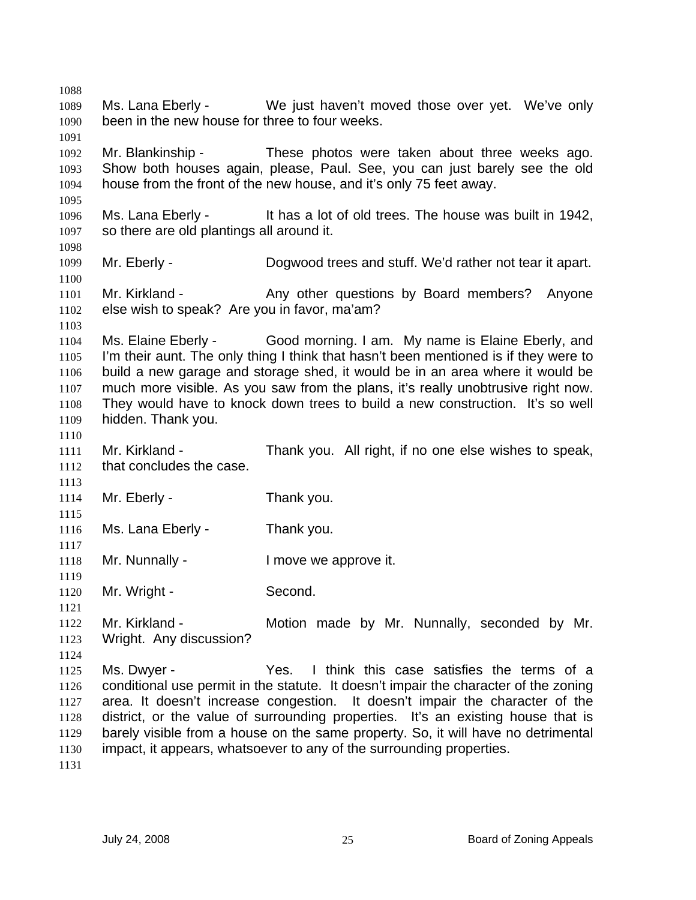Ms. Lana Eberly - We just haven't moved those over yet. We've only been in the new house for three to four weeks.

Mr. Blankinship - These photos were taken about three weeks ago. Show both houses again, please, Paul. See, you can just barely see the old house from the front of the new house, and it's only 75 feet away.

Ms. Lana Eberly - It has a lot of old trees. The house was built in 1942, so there are old plantings all around it.

Mr. Eberly - Dogwood trees and stuff. We'd rather not tear it apart.

Mr. Kirkland - Any other questions by Board members? Anyone else wish to speak? Are you in favor, ma'am?

Ms. Elaine Eberly - Good morning. I am. My name is Elaine Eberly, and I'm their aunt. The only thing I think that hasn't been mentioned is if they were to build a new garage and storage shed, it would be in an area where it would be much more visible. As you saw from the plans, it's really unobtrusive right now. They would have to knock down trees to build a new construction. It's so well hidden. Thank you.

Mr. Kirkland - Thank you. All right, if no one else wishes to speak, that concludes the case.

Mr. Eberly - Thank you.

Ms. Lana Eberly - Thank you.

Mr. Nunnally - I move we approve it.

Mr. Wright - Second.

Mr. Kirkland - Motion made by Mr. Nunnally, seconded by Mr. Wright. Any discussion?

Ms. Dwyer - Yes. I think this case satisfies the terms of a conditional use permit in the statute. It doesn't impair the character of the zoning area. It doesn't increase congestion. It doesn't impair the character of the district, or the value of surrounding properties. It's an existing house that is barely visible from a house on the same property. So, it will have no detrimental impact, it appears, whatsoever to any of the surrounding properties.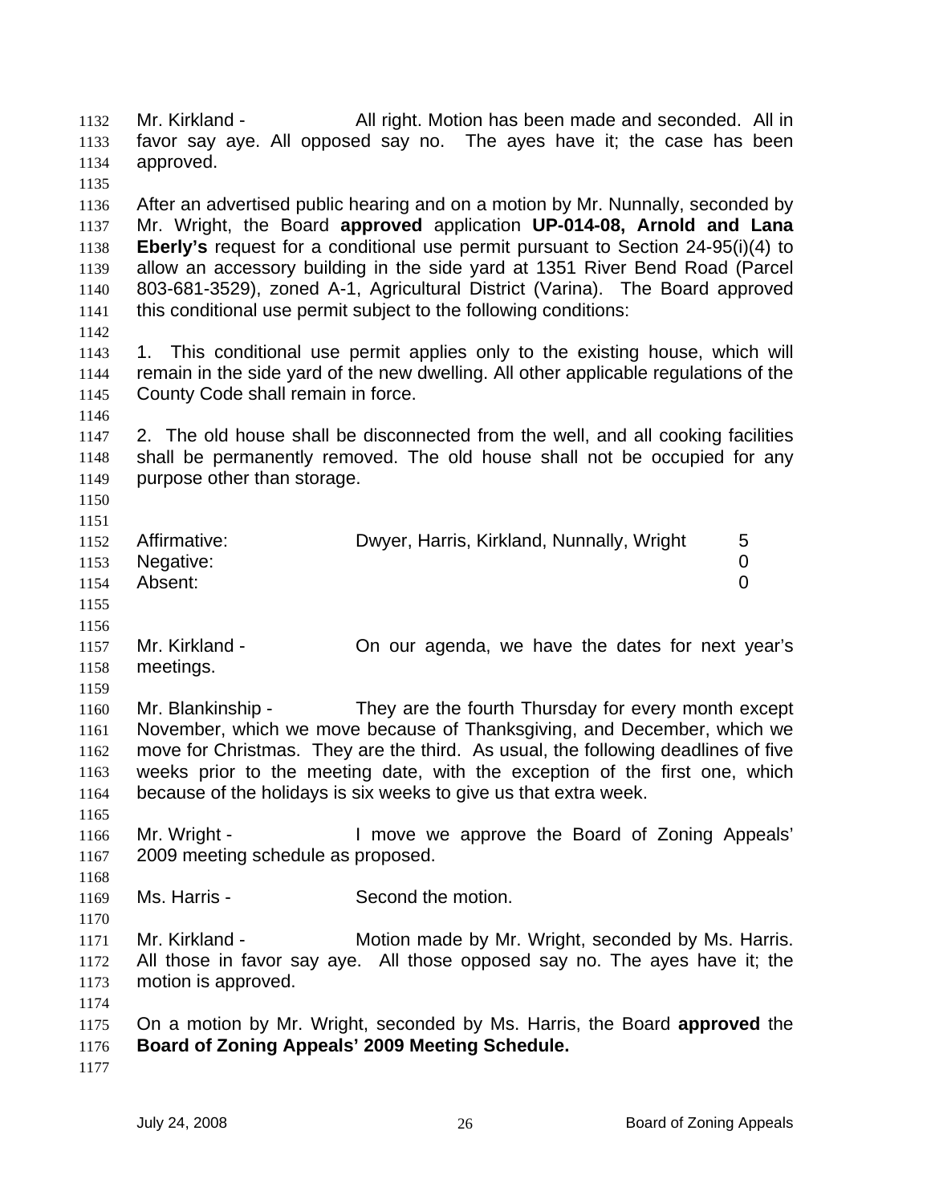Mr. Kirkland - All right. Motion has been made and seconded. All in favor say aye. All opposed say no. The ayes have it; the case has been approved.

After an advertised public hearing and on a motion by Mr. Nunnally, seconded by Mr. Wright, the Board **approved** application **UP-014-08, Arnold and Lana Eberly's** request for a conditional use permit pursuant to Section 24-95(i)(4) to allow an accessory building in the side yard at 1351 River Bend Road (Parcel 803-681-3529), zoned A-1, Agricultural District (Varina). The Board approved this conditional use permit subject to the following conditions:

1. This conditional use permit applies only to the existing house, which will remain in the side yard of the new dwelling. All other applicable regulations of the County Code shall remain in force.

2. The old house shall be disconnected from the well, and all cooking facilities shall be permanently removed. The old house shall not be occupied for any purpose other than storage.

| | | |
|---|---|---|
| Affirmative: | Dwyer, Harris, Kirkland, Nunnally, Wright | 5 |
| Negative: | | 0 |
| Absent: | | 0 |

Mr. Kirkland - On our agenda, we have the dates for next year's meetings.

Mr. Blankinship - They are the fourth Thursday for every month except November, which we move because of Thanksgiving, and December, which we move for Christmas. They are the third. As usual, the following deadlines of five weeks prior to the meeting date, with the exception of the first one, which because of the holidays is six weeks to give us that extra week.

Mr. Wright - I move we approve the Board of Zoning Appeals' 2009 meeting schedule as proposed.

Ms. Harris - Second the motion.

Mr. Kirkland - Motion made by Mr. Wright, seconded by Ms. Harris. All those in favor say aye. All those opposed say no. The ayes have it; the motion is approved.

On a motion by Mr. Wright, seconded by Ms. Harris, the Board **approved** the **Board of Zoning Appeals' 2009 Meeting Schedule.**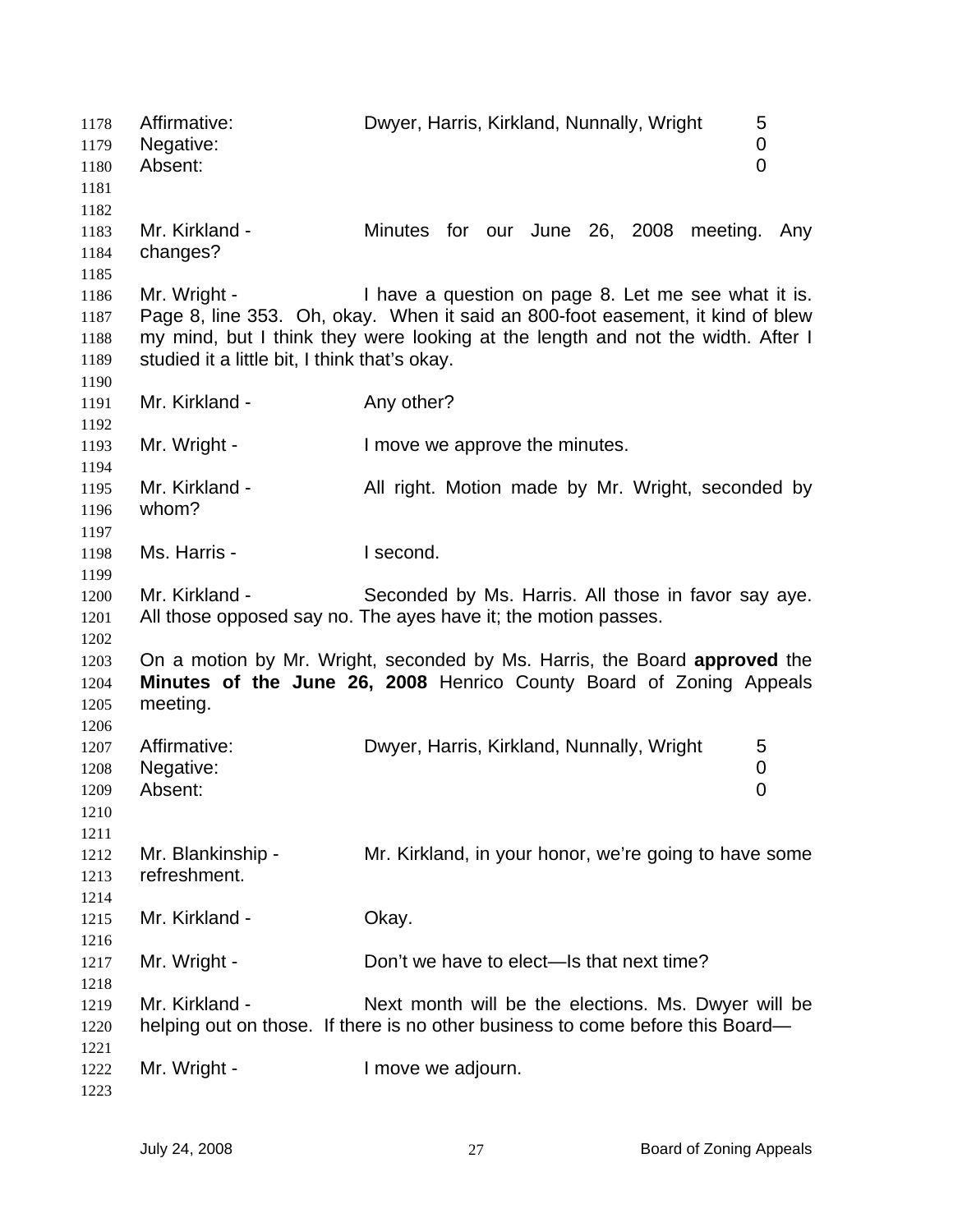| | | |
|---|---|---|
| Affirmative: | Dwyer, Harris, Kirkland, Nunnally, Wright | 5 |
| Negative: | | 0 |
| Absent: | | 0 |

Mr. Kirkland - Minutes for our June 26, 2008 meeting. Any changes?

Mr. Wright - I have a question on page 8. Let me see what it is. Page 8, line 353. Oh, okay. When it said an 800-foot easement, it kind of blew my mind, but I think they were looking at the length and not the width. After I studied it a little bit, I think that's okay.

Mr. Kirkland - Any other?

Mr. Wright - I move we approve the minutes.

Mr. Kirkland - All right. Motion made by Mr. Wright, seconded by whom?

Ms. Harris - I second.

Mr. Kirkland - Seconded by Ms. Harris. All those in favor say aye. All those opposed say no. The ayes have it; the motion passes.

On a motion by Mr. Wright, seconded by Ms. Harris, the Board **approved** the **Minutes of the June 26, 2008** Henrico County Board of Zoning Appeals meeting.

| | | |
|---|---|---|
| Affirmative: | Dwyer, Harris, Kirkland, Nunnally, Wright | 5 |
| Negative: | | 0 |
| Absent: | | 0 |

Mr. Blankinship - Mr. Kirkland, in your honor, we're going to have some refreshment.

Mr. Kirkland - Okay.

Mr. Wright - Don't we have to elect—Is that next time?

Mr. Kirkland - Next month will be the elections. Ms. Dwyer will be helping out on those. If there is no other business to come before this Board—

Mr. Wright - I move we adjourn.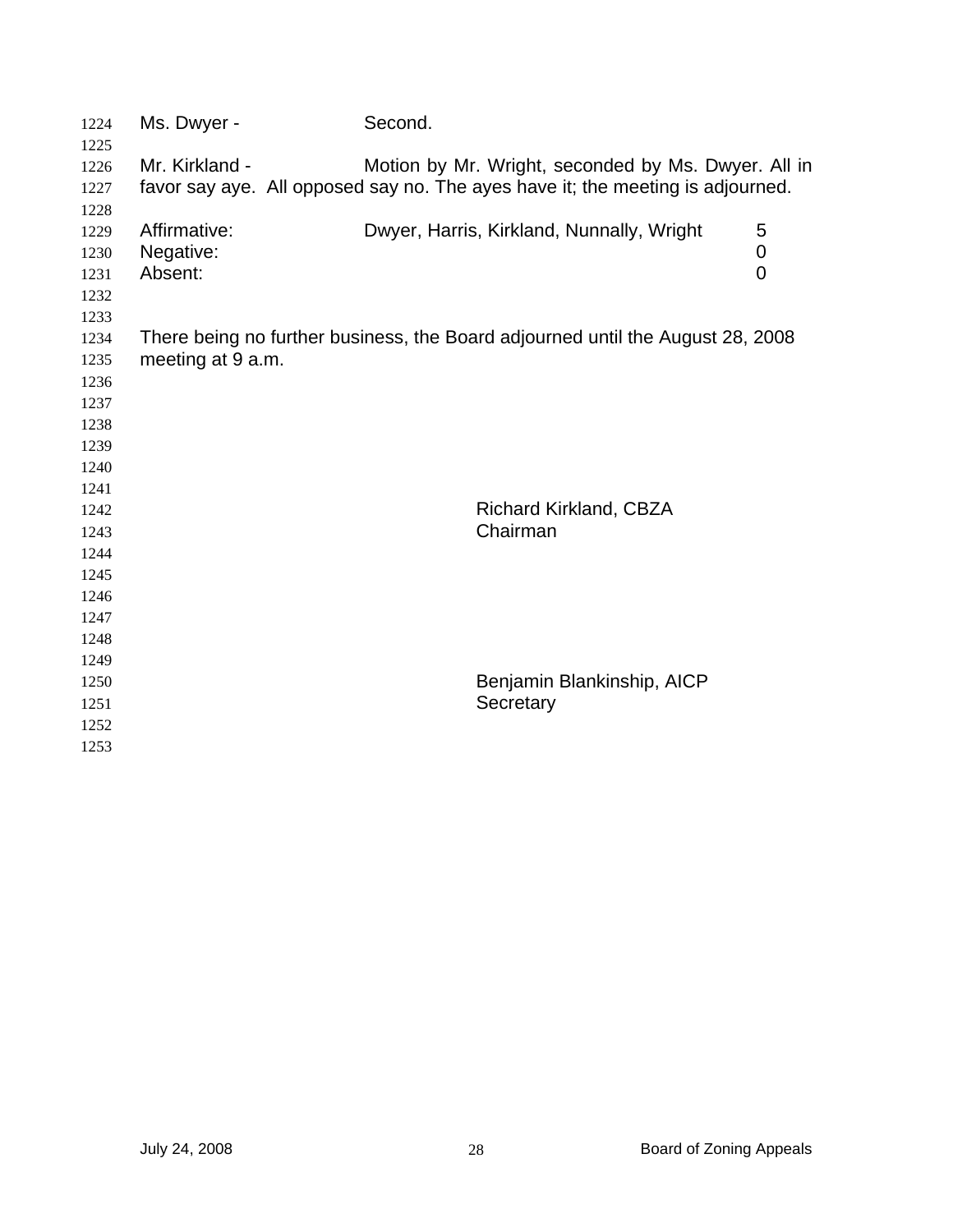Ms. Dwyer - Second.

Mr. Kirkland - Motion by Mr. Wright, seconded by Ms. Dwyer. All in favor say aye. All opposed say no. The ayes have it; the meeting is adjourned.

| | | |
|---|---|---|
| Affirmative: | Dwyer, Harris, Kirkland, Nunnally, Wright | 5 |
| Negative: | | 0 |
| Absent: | | 0 |

There being no further business, the Board adjourned until the August 28, 2008 meeting at 9 a.m.

Richard Kirkland, CBZA
Chairman

Benjamin Blankinship, AICP
Secretary